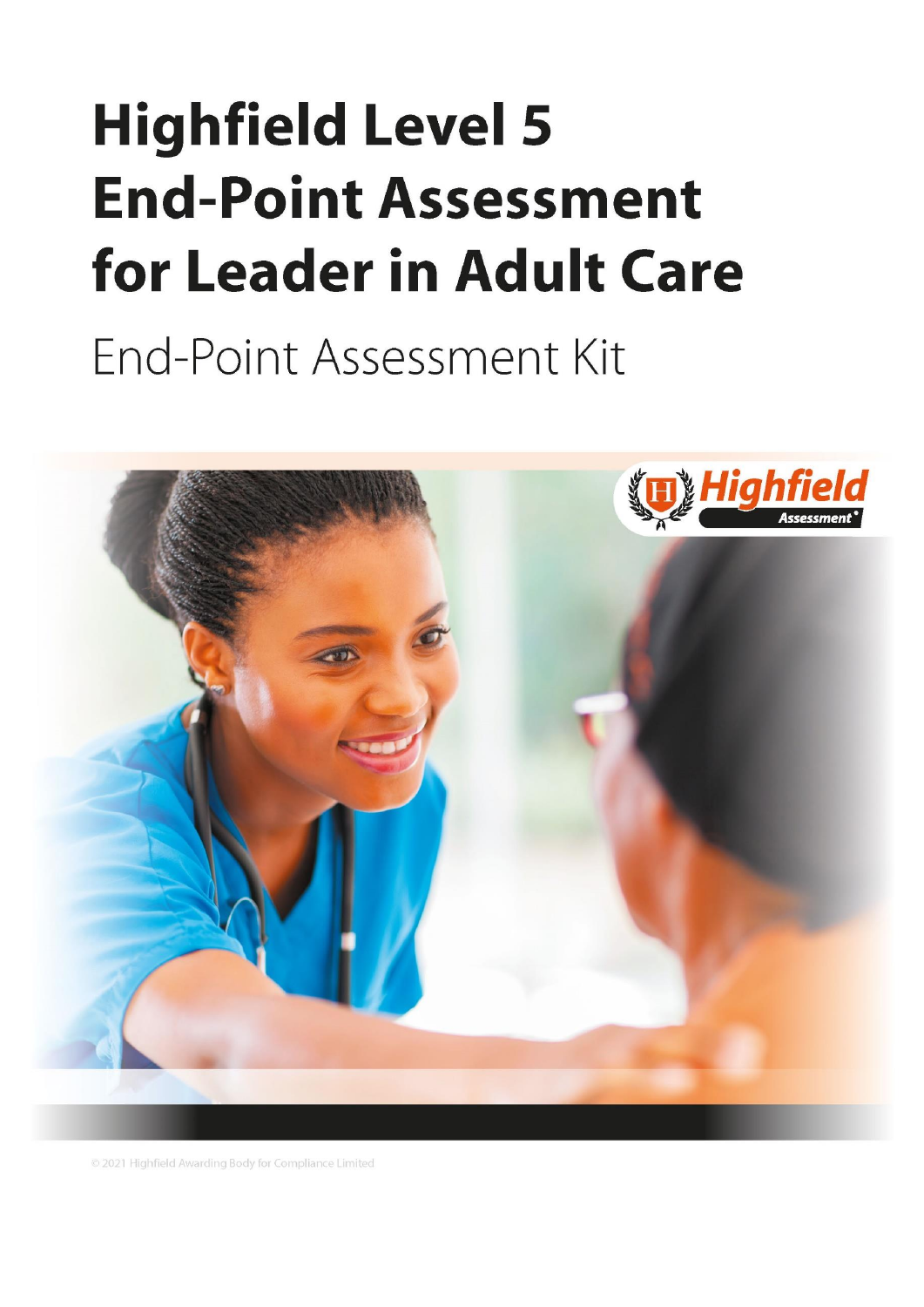# Highfield Level 5 End-Point Assessment for Leader in Adult Care

End-Point Assessment Kit

© 2021 Highfield Awarding Body for Compliance Limited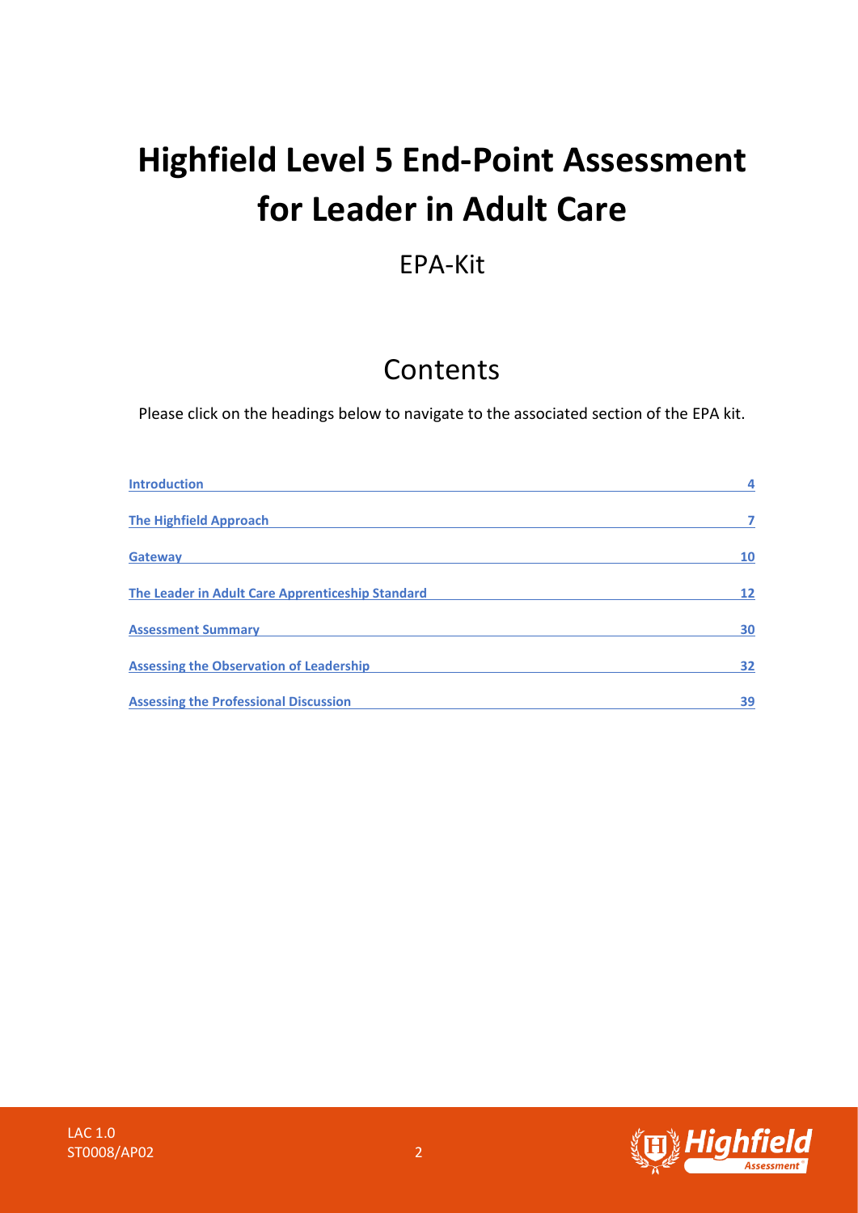# Highfield Level 5 End-Point Assessment for Leader in Adult Care

EPA-Kit

## Contents

Please click on the headings below to navigate to the associated section of the EPA kit.

| | |
|---|---|
| Introduction | 4 |
| The Highfield Approach | 7 |
| Gateway | 10 |
| The Leader in Adult Care Apprenticeship Standard | 12 |
| Assessment Summary | 30 |
| Assessing the Observation of Leadership | 32 |
| Assessing the Professional Discussion | 39 |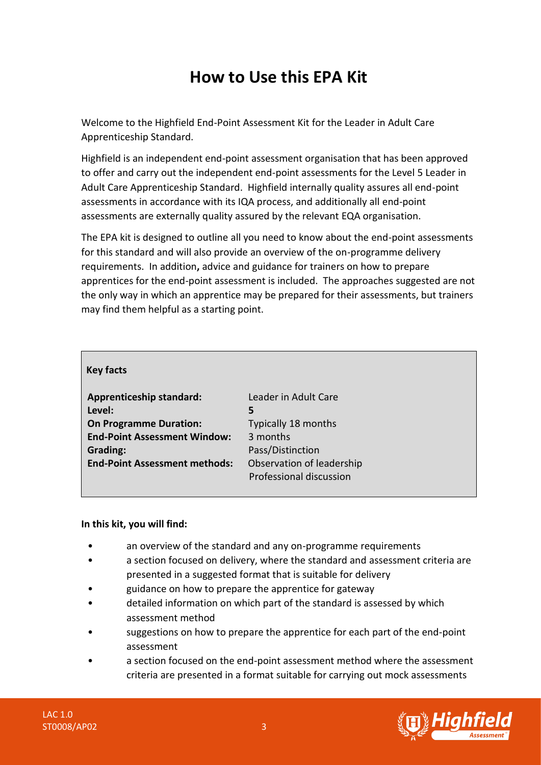# How to Use this EPA Kit

Welcome to the Highfield End-Point Assessment Kit for the Leader in Adult Care Apprenticeship Standard.

Highfield is an independent end-point assessment organisation that has been approved to offer and carry out the independent end-point assessments for the Level 5 Leader in Adult Care Apprenticeship Standard. Highfield internally quality assures all end-point assessments in accordance with its IQA process, and additionally all end-point assessments are externally quality assured by the relevant EQA organisation.

The EPA kit is designed to outline all you need to know about the end-point assessments for this standard and will also provide an overview of the on-programme delivery requirements. In addition**,** advice and guidance for trainers on how to prepare apprentices for the end-point assessment is included. The approaches suggested are not the only way in which an apprentice may be prepared for their assessments, but trainers may find them helpful as a starting point.

**Key facts**

| | |
|---|---|
| **Apprenticeship standard:** | Leader in Adult Care |
| **Level:** | **5** |
| **On Programme Duration:** | Typically 18 months |
| **End-Point Assessment Window:** | 3 months |
| **Grading:** | Pass/Distinction |
| **End-Point Assessment methods:** | Observation of leadership<br>Professional discussion |

**In this kit, you will find:**

- an overview of the standard and any on-programme requirements
- a section focused on delivery, where the standard and assessment criteria are presented in a suggested format that is suitable for delivery
- guidance on how to prepare the apprentice for gateway
- detailed information on which part of the standard is assessed by which assessment method
- suggestions on how to prepare the apprentice for each part of the end-point assessment
- a section focused on the end-point assessment method where the assessment criteria are presented in a format suitable for carrying out mock assessments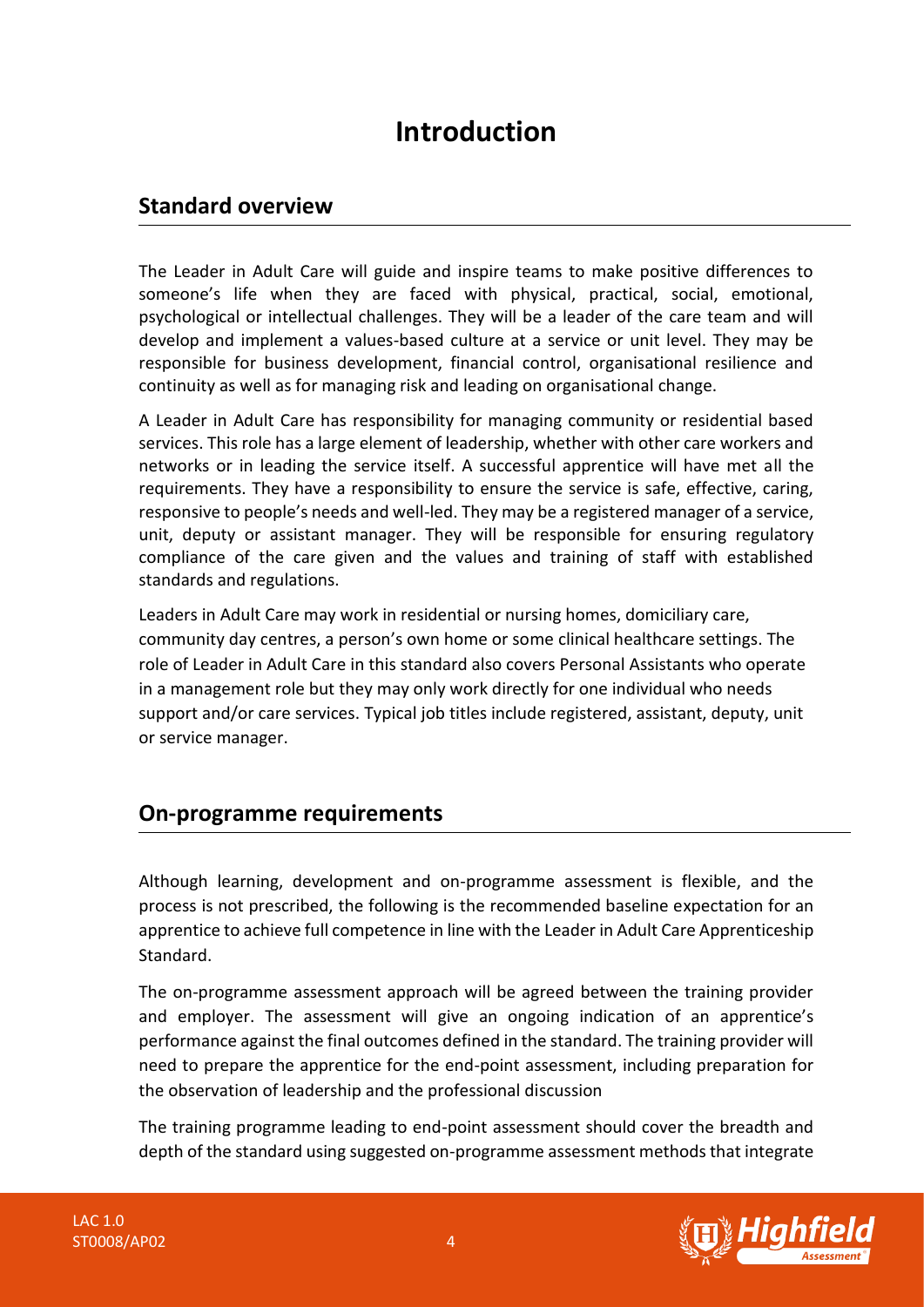# Introduction

## Standard overview

The Leader in Adult Care will guide and inspire teams to make positive differences to someone's life when they are faced with physical, practical, social, emotional, psychological or intellectual challenges. They will be a leader of the care team and will develop and implement a values-based culture at a service or unit level. They may be responsible for business development, financial control, organisational resilience and continuity as well as for managing risk and leading on organisational change.

A Leader in Adult Care has responsibility for managing community or residential based services. This role has a large element of leadership, whether with other care workers and networks or in leading the service itself. A successful apprentice will have met all the requirements. They have a responsibility to ensure the service is safe, effective, caring, responsive to people's needs and well-led. They may be a registered manager of a service, unit, deputy or assistant manager. They will be responsible for ensuring regulatory compliance of the care given and the values and training of staff with established standards and regulations.

Leaders in Adult Care may work in residential or nursing homes, domiciliary care, community day centres, a person's own home or some clinical healthcare settings. The role of Leader in Adult Care in this standard also covers Personal Assistants who operate in a management role but they may only work directly for one individual who needs support and/or care services. Typical job titles include registered, assistant, deputy, unit or service manager.

## On-programme requirements

Although learning, development and on-programme assessment is flexible, and the process is not prescribed, the following is the recommended baseline expectation for an apprentice to achieve full competence in line with the Leader in Adult Care Apprenticeship Standard.

The on-programme assessment approach will be agreed between the training provider and employer. The assessment will give an ongoing indication of an apprentice's performance against the final outcomes defined in the standard. The training provider will need to prepare the apprentice for the end-point assessment, including preparation for the observation of leadership and the professional discussion

The training programme leading to end-point assessment should cover the breadth and depth of the standard using suggested on-programme assessment methods that integrate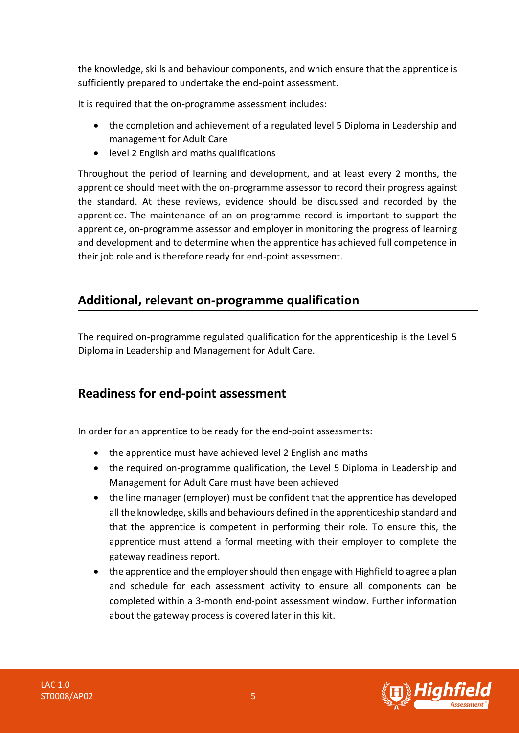the knowledge, skills and behaviour components, and which ensure that the apprentice is sufficiently prepared to undertake the end-point assessment.

It is required that the on-programme assessment includes:

- the completion and achievement of a regulated level 5 Diploma in Leadership and management for Adult Care
- level 2 English and maths qualifications

Throughout the period of learning and development, and at least every 2 months, the apprentice should meet with the on-programme assessor to record their progress against the standard. At these reviews, evidence should be discussed and recorded by the apprentice. The maintenance of an on-programme record is important to support the apprentice, on-programme assessor and employer in monitoring the progress of learning and development and to determine when the apprentice has achieved full competence in their job role and is therefore ready for end-point assessment.

## Additional, relevant on-programme qualification

The required on-programme regulated qualification for the apprenticeship is the Level 5 Diploma in Leadership and Management for Adult Care.

## Readiness for end-point assessment

In order for an apprentice to be ready for the end-point assessments:

- the apprentice must have achieved level 2 English and maths
- the required on-programme qualification, the Level 5 Diploma in Leadership and Management for Adult Care must have been achieved
- the line manager (employer) must be confident that the apprentice has developed all the knowledge, skills and behaviours defined in the apprenticeship standard and that the apprentice is competent in performing their role. To ensure this, the apprentice must attend a formal meeting with their employer to complete the gateway readiness report.
- the apprentice and the employer should then engage with Highfield to agree a plan and schedule for each assessment activity to ensure all components can be completed within a 3-month end-point assessment window. Further information about the gateway process is covered later in this kit.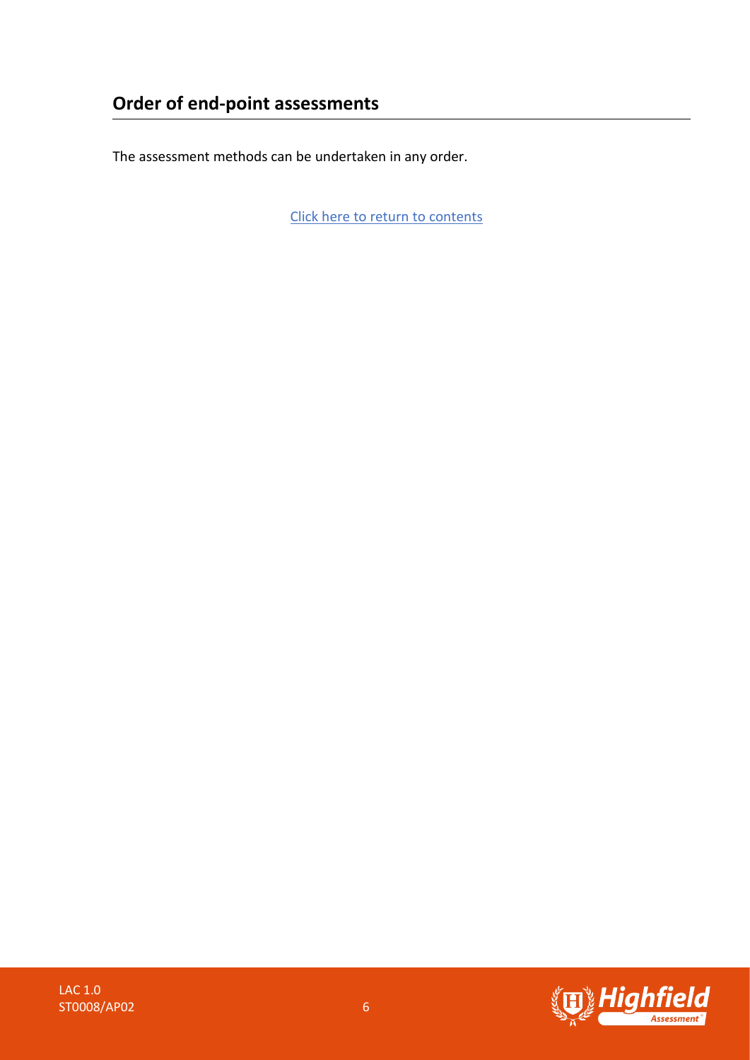## Order of end-point assessments

The assessment methods can be undertaken in any order.

[Click here to return to contents]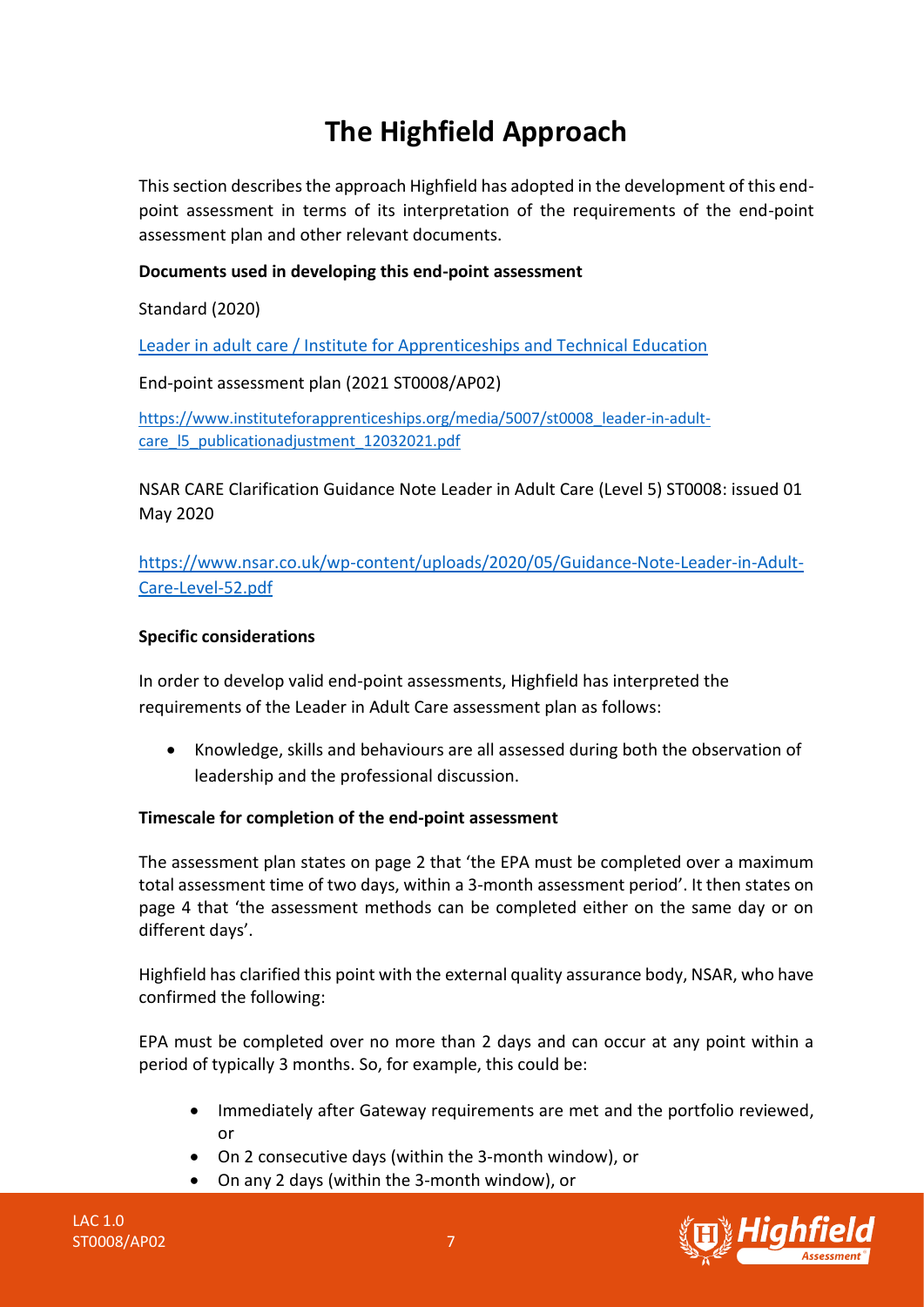# The Highfield Approach

This section describes the approach Highfield has adopted in the development of this end-point assessment in terms of its interpretation of the requirements of the end-point assessment plan and other relevant documents.

**Documents used in developing this end-point assessment**

Standard (2020)

[Leader in adult care / Institute for Apprenticeships and Technical Education]()

End-point assessment plan (2021 ST0008/AP02)

[https://www.instituteforapprenticeships.org/media/5007/st0008_leader-in-adult-care_l5_publicationadjustment_12032021.pdf](https://www.instituteforapprenticeships.org/media/5007/st0008_leader-in-adult-care_l5_publicationadjustment_12032021.pdf)

NSAR CARE Clarification Guidance Note Leader in Adult Care (Level 5) ST0008: issued 01 May 2020

[https://www.nsar.co.uk/wp-content/uploads/2020/05/Guidance-Note-Leader-in-Adult-Care-Level-52.pdf](https://www.nsar.co.uk/wp-content/uploads/2020/05/Guidance-Note-Leader-in-Adult-Care-Level-52.pdf)

**Specific considerations**

In order to develop valid end-point assessments, Highfield has interpreted the requirements of the Leader in Adult Care assessment plan as follows:

- Knowledge, skills and behaviours are all assessed during both the observation of leadership and the professional discussion.

**Timescale for completion of the end-point assessment**

The assessment plan states on page 2 that 'the EPA must be completed over a maximum total assessment time of two days, within a 3-month assessment period'. It then states on page 4 that 'the assessment methods can be completed either on the same day or on different days'.

Highfield has clarified this point with the external quality assurance body, NSAR, who have confirmed the following:

EPA must be completed over no more than 2 days and can occur at any point within a period of typically 3 months. So, for example, this could be:

- Immediately after Gateway requirements are met and the portfolio reviewed, or
- On 2 consecutive days (within the 3-month window), or
- On any 2 days (within the 3-month window), or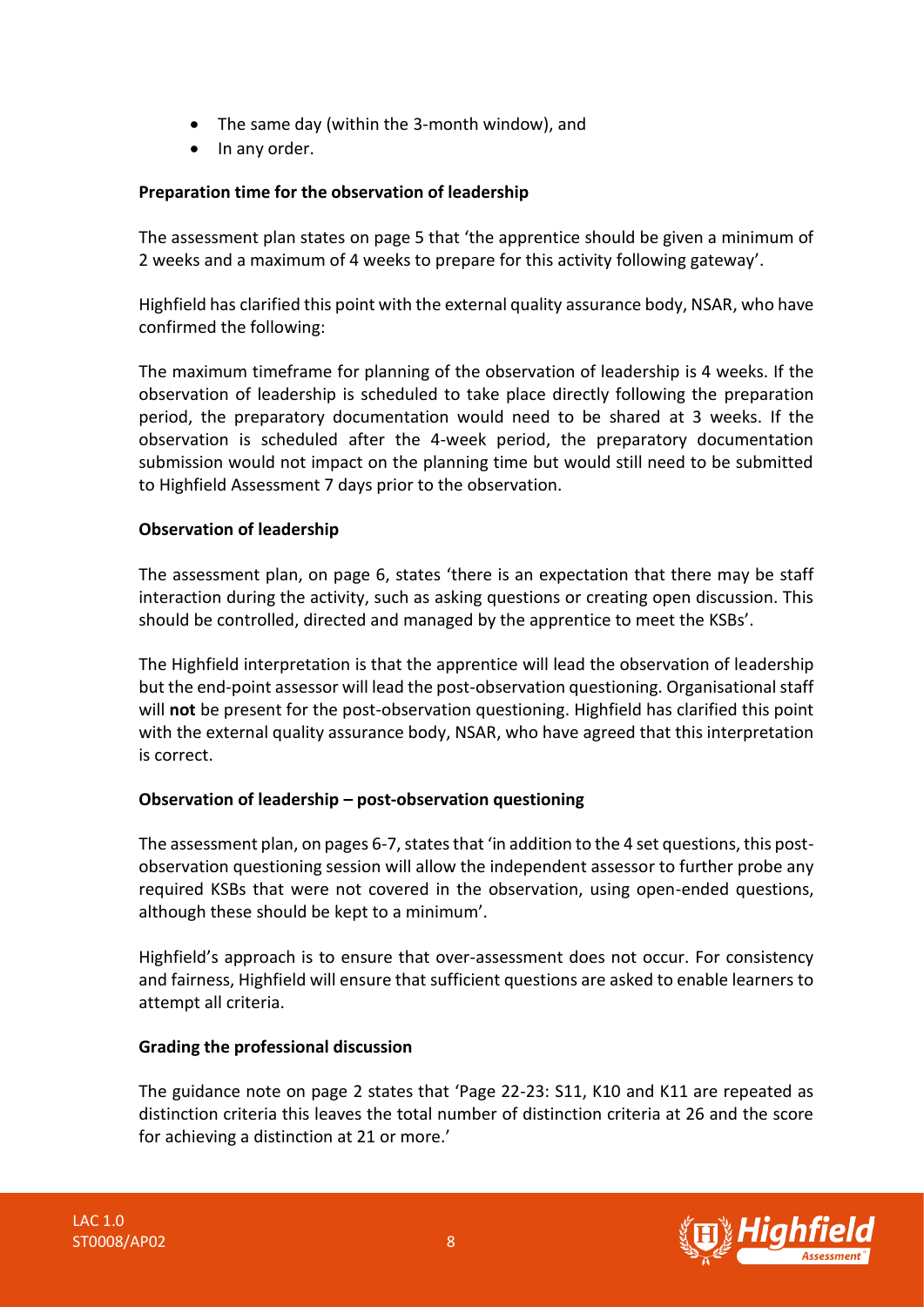- The same day (within the 3-month window), and
- In any order.

**Preparation time for the observation of leadership**

The assessment plan states on page 5 that 'the apprentice should be given a minimum of 2 weeks and a maximum of 4 weeks to prepare for this activity following gateway'.

Highfield has clarified this point with the external quality assurance body, NSAR, who have confirmed the following:

The maximum timeframe for planning of the observation of leadership is 4 weeks. If the observation of leadership is scheduled to take place directly following the preparation period, the preparatory documentation would need to be shared at 3 weeks. If the observation is scheduled after the 4-week period, the preparatory documentation submission would not impact on the planning time but would still need to be submitted to Highfield Assessment 7 days prior to the observation.

**Observation of leadership**

The assessment plan, on page 6, states 'there is an expectation that there may be staff interaction during the activity, such as asking questions or creating open discussion. This should be controlled, directed and managed by the apprentice to meet the KSBs'.

The Highfield interpretation is that the apprentice will lead the observation of leadership but the end-point assessor will lead the post-observation questioning. Organisational staff will **not** be present for the post-observation questioning. Highfield has clarified this point with the external quality assurance body, NSAR, who have agreed that this interpretation is correct.

**Observation of leadership – post-observation questioning**

The assessment plan, on pages 6-7, states that 'in addition to the 4 set questions, this post-observation questioning session will allow the independent assessor to further probe any required KSBs that were not covered in the observation, using open-ended questions, although these should be kept to a minimum'.

Highfield's approach is to ensure that over-assessment does not occur. For consistency and fairness, Highfield will ensure that sufficient questions are asked to enable learners to attempt all criteria.

**Grading the professional discussion**

The guidance note on page 2 states that 'Page 22-23: S11, K10 and K11 are repeated as distinction criteria this leaves the total number of distinction criteria at 26 and the score for achieving a distinction at 21 or more.'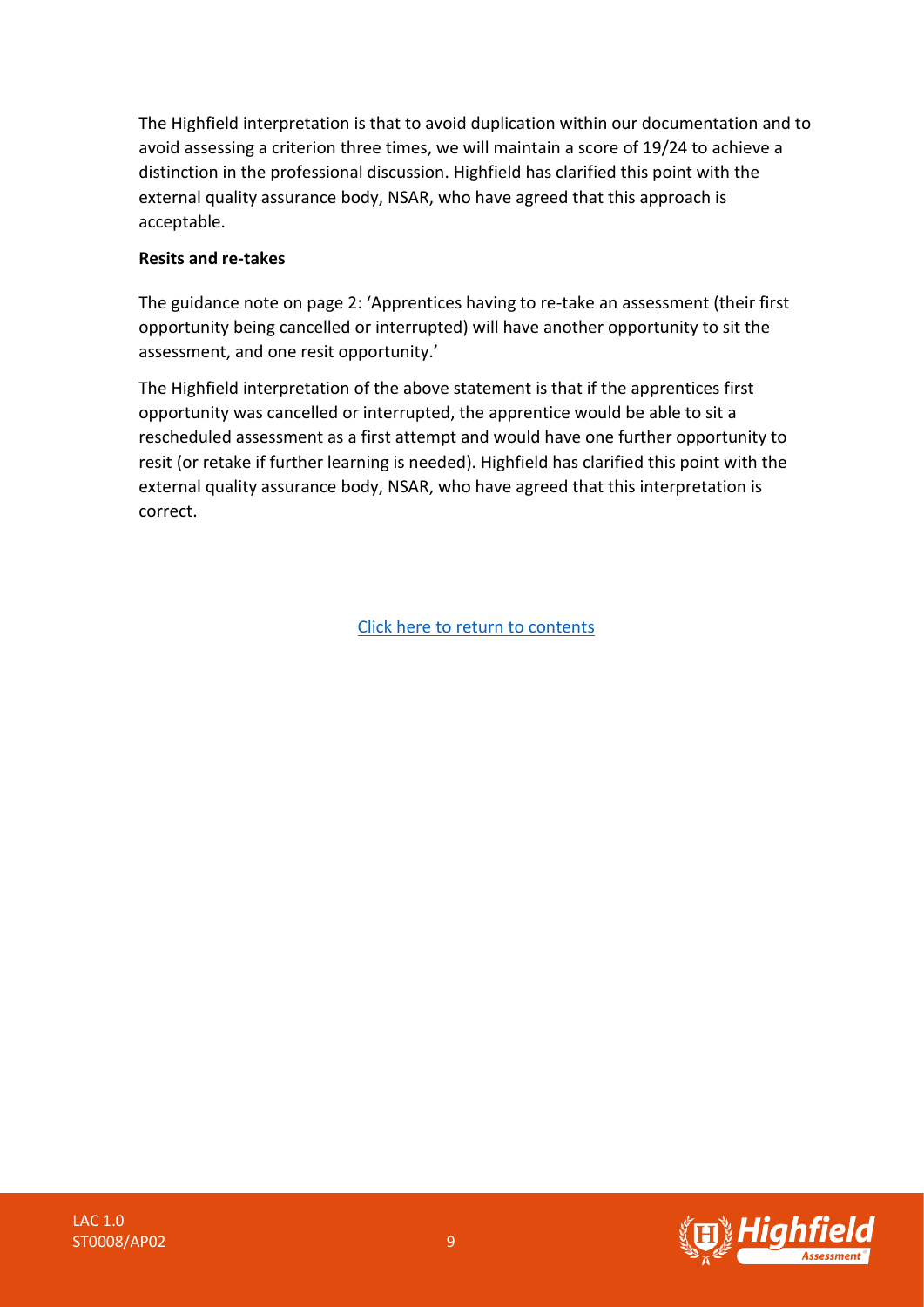The Highfield interpretation is that to avoid duplication within our documentation and to avoid assessing a criterion three times, we will maintain a score of 19/24 to achieve a distinction in the professional discussion. Highfield has clarified this point with the external quality assurance body, NSAR, who have agreed that this approach is acceptable.

**Resits and re-takes**

The guidance note on page 2: 'Apprentices having to re-take an assessment (their first opportunity being cancelled or interrupted) will have another opportunity to sit the assessment, and one resit opportunity.'

The Highfield interpretation of the above statement is that if the apprentices first opportunity was cancelled or interrupted, the apprentice would be able to sit a rescheduled assessment as a first attempt and would have one further opportunity to resit (or retake if further learning is needed). Highfield has clarified this point with the external quality assurance body, NSAR, who have agreed that this interpretation is correct.

Click here to return to contents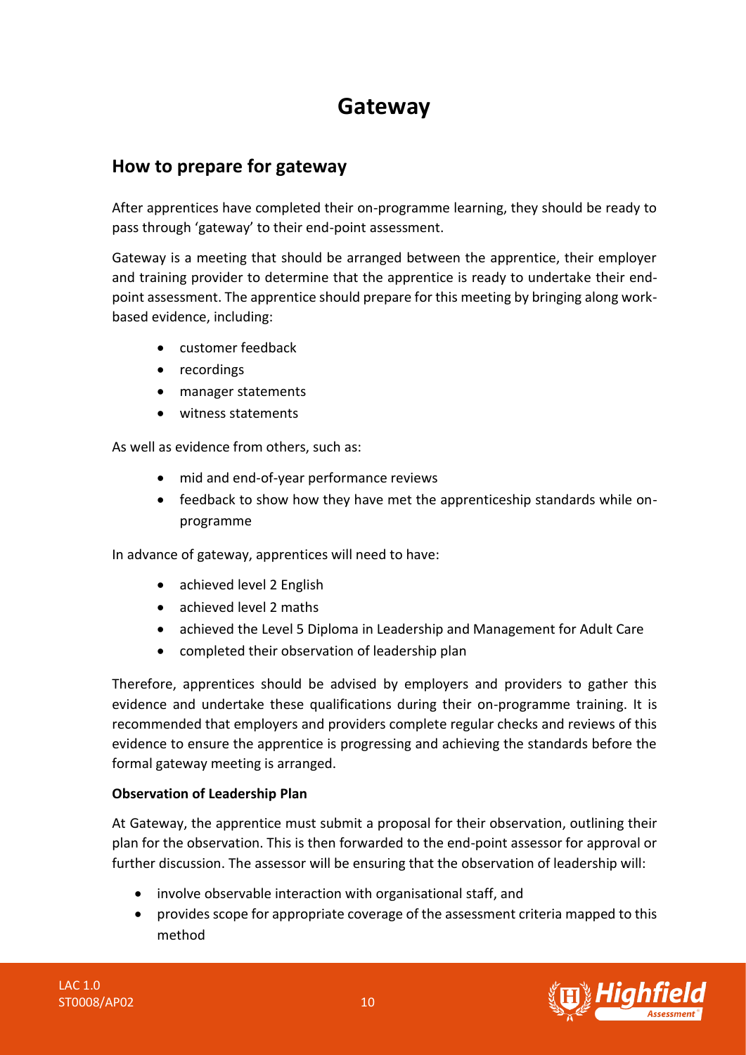# Gateway

## How to prepare for gateway

After apprentices have completed their on-programme learning, they should be ready to pass through 'gateway' to their end-point assessment.

Gateway is a meeting that should be arranged between the apprentice, their employer and training provider to determine that the apprentice is ready to undertake their end-point assessment. The apprentice should prepare for this meeting by bringing along work-based evidence, including:

- customer feedback
- recordings
- manager statements
- witness statements

As well as evidence from others, such as:

- mid and end-of-year performance reviews
- feedback to show how they have met the apprenticeship standards while on-programme

In advance of gateway, apprentices will need to have:

- achieved level 2 English
- achieved level 2 maths
- achieved the Level 5 Diploma in Leadership and Management for Adult Care
- completed their observation of leadership plan

Therefore, apprentices should be advised by employers and providers to gather this evidence and undertake these qualifications during their on-programme training. It is recommended that employers and providers complete regular checks and reviews of this evidence to ensure the apprentice is progressing and achieving the standards before the formal gateway meeting is arranged.

**Observation of Leadership Plan**

At Gateway, the apprentice must submit a proposal for their observation, outlining their plan for the observation. This is then forwarded to the end-point assessor for approval or further discussion. The assessor will be ensuring that the observation of leadership will:

- involve observable interaction with organisational staff, and
- provides scope for appropriate coverage of the assessment criteria mapped to this method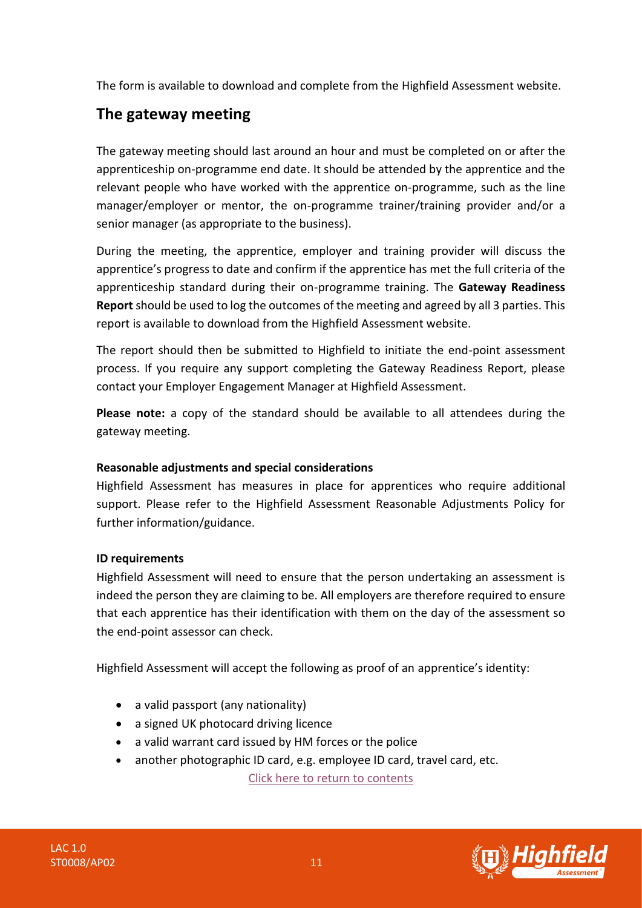The form is available to download and complete from the Highfield Assessment website.

## The gateway meeting

The gateway meeting should last around an hour and must be completed on or after the apprenticeship on-programme end date. It should be attended by the apprentice and the relevant people who have worked with the apprentice on-programme, such as the line manager/employer or mentor, the on-programme trainer/training provider and/or a senior manager (as appropriate to the business).

During the meeting, the apprentice, employer and training provider will discuss the apprentice's progress to date and confirm if the apprentice has met the full criteria of the apprenticeship standard during their on-programme training. The **Gateway Readiness Report** should be used to log the outcomes of the meeting and agreed by all 3 parties. This report is available to download from the Highfield Assessment website.

The report should then be submitted to Highfield to initiate the end-point assessment process. If you require any support completing the Gateway Readiness Report, please contact your Employer Engagement Manager at Highfield Assessment.

**Please note:** a copy of the standard should be available to all attendees during the gateway meeting.

**Reasonable adjustments and special considerations**

Highfield Assessment has measures in place for apprentices who require additional support. Please refer to the Highfield Assessment Reasonable Adjustments Policy for further information/guidance.

**ID requirements**

Highfield Assessment will need to ensure that the person undertaking an assessment is indeed the person they are claiming to be. All employers are therefore required to ensure that each apprentice has their identification with them on the day of the assessment so the end-point assessor can check.

Highfield Assessment will accept the following as proof of an apprentice's identity:

- a valid passport (any nationality)
- a signed UK photocard driving licence
- a valid warrant card issued by HM forces or the police
- another photographic ID card, e.g. employee ID card, travel card, etc.

Click here to return to contents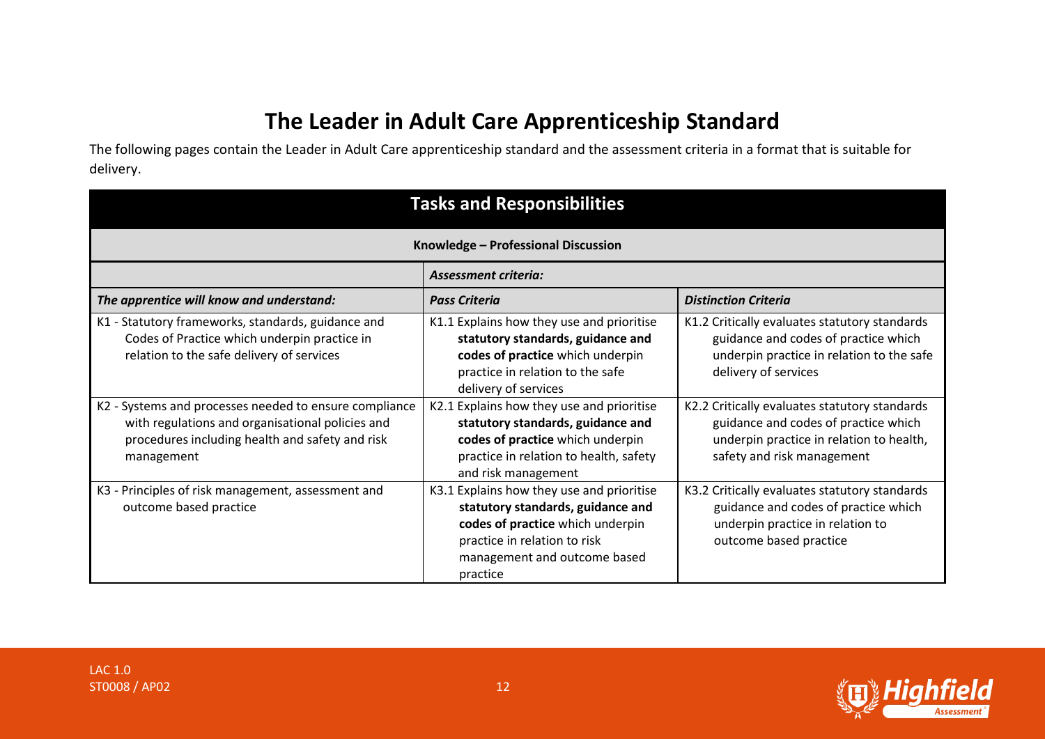# The Leader in Adult Care Apprenticeship Standard

The following pages contain the Leader in Adult Care apprenticeship standard and the assessment criteria in a format that is suitable for delivery.

| **Tasks and Responsibilities** | | |
|---|---|---|
| **Knowledge – Professional Discussion** | | |
| | ***Assessment criteria:*** | |
| ***The apprentice will know and understand:*** | ***Pass Criteria*** | ***Distinction Criteria*** |
| K1 - Statutory frameworks, standards, guidance and Codes of Practice which underpin practice in relation to the safe delivery of services | K1.1 Explains how they use and prioritise **statutory standards, guidance and codes of practice** which underpin practice in relation to the safe delivery of services | K1.2 Critically evaluates statutory standards guidance and codes of practice which underpin practice in relation to the safe delivery of services |
| K2 - Systems and processes needed to ensure compliance with regulations and organisational policies and procedures including health and safety and risk management | K2.1 Explains how they use and prioritise **statutory standards, guidance and codes of practice** which underpin practice in relation to health, safety and risk management | K2.2 Critically evaluates statutory standards guidance and codes of practice which underpin practice in relation to health, safety and risk management |
| K3 - Principles of risk management, assessment and outcome based practice | K3.1 Explains how they use and prioritise **statutory standards, guidance and codes of practice** which underpin practice in relation to risk management and outcome based practice | K3.2 Critically evaluates statutory standards guidance and codes of practice which underpin practice in relation to outcome based practice |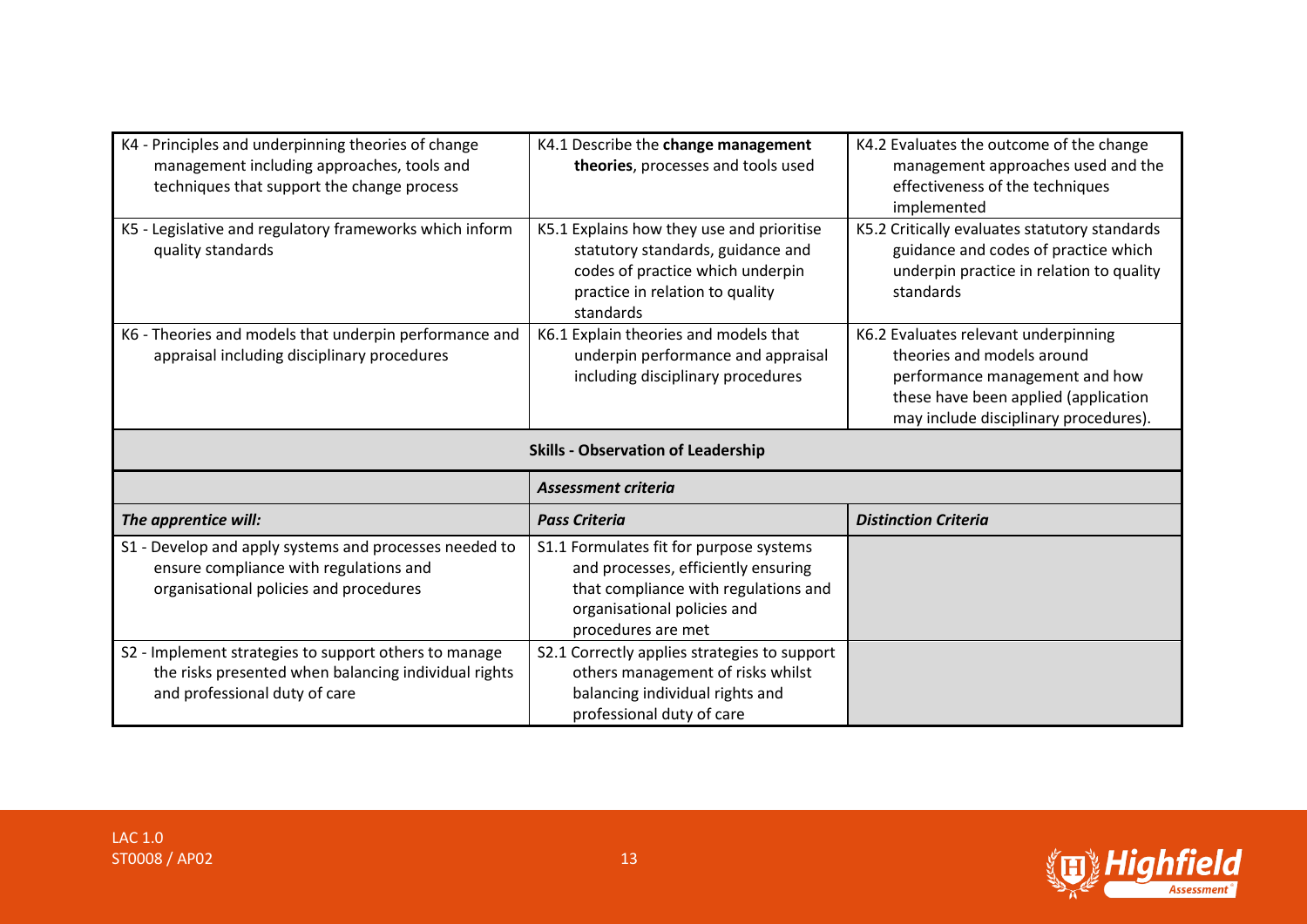| | | |
|---|---|---|
| K4 - Principles and underpinning theories of change management including approaches, tools and techniques that support the change process | K4.1 Describe the **change management theories**, processes and tools used | K4.2 Evaluates the outcome of the change management approaches used and the effectiveness of the techniques implemented |
| K5 - Legislative and regulatory frameworks which inform quality standards | K5.1 Explains how they use and prioritise statutory standards, guidance and codes of practice which underpin practice in relation to quality standards | K5.2 Critically evaluates statutory standards guidance and codes of practice which underpin practice in relation to quality standards |
| K6 - Theories and models that underpin performance and appraisal including disciplinary procedures | K6.1 Explain theories and models that underpin performance and appraisal including disciplinary procedures | K6.2 Evaluates relevant underpinning theories and models around performance management and how these have been applied (application may include disciplinary procedures). |
| **Skills - Observation of Leadership** | | |
| | ***Assessment criteria*** | |
| ***The apprentice will:*** | ***Pass Criteria*** | ***Distinction Criteria*** |
| S1 - Develop and apply systems and processes needed to ensure compliance with regulations and organisational policies and procedures | S1.1 Formulates fit for purpose systems and processes, efficiently ensuring that compliance with regulations and organisational policies and procedures are met | |
| S2 - Implement strategies to support others to manage the risks presented when balancing individual rights and professional duty of care | S2.1 Correctly applies strategies to support others management of risks whilst balancing individual rights and professional duty of care | |

LAC 1.0
ST0008 / AP02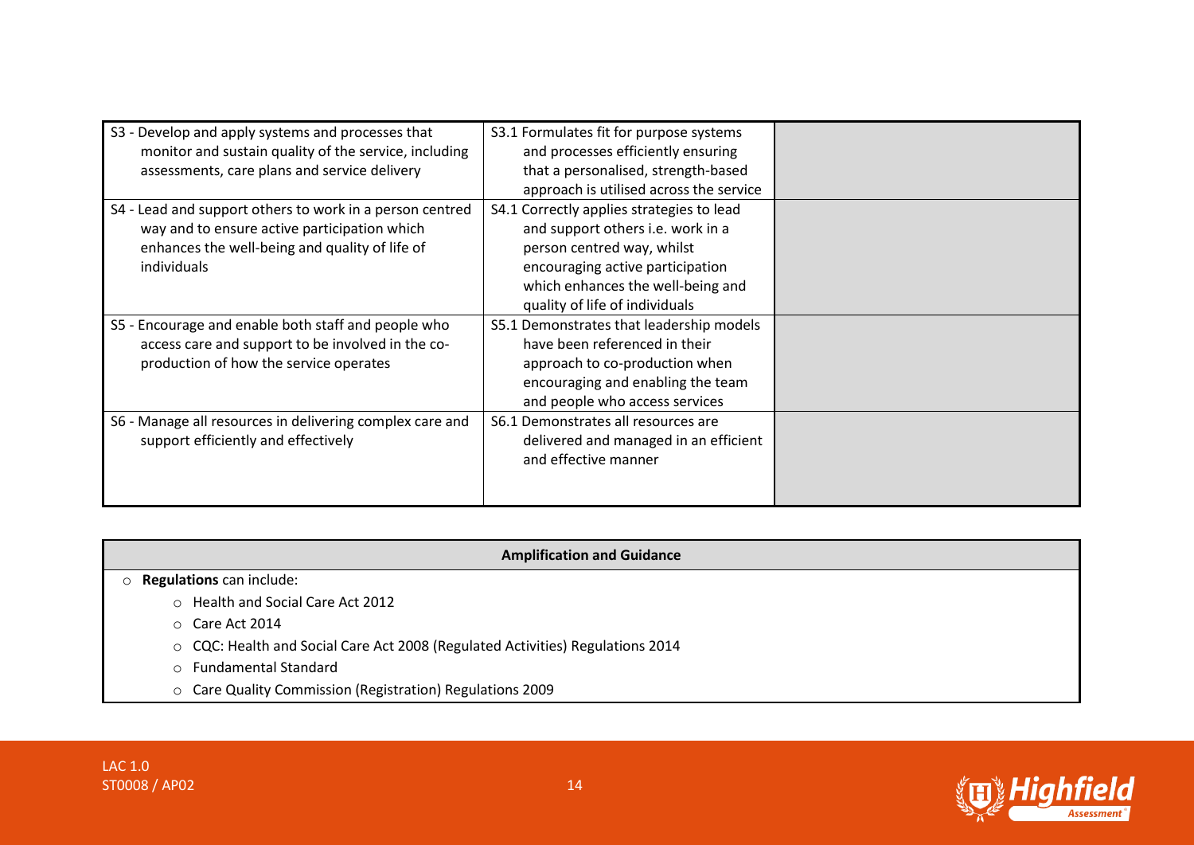| | | |
|---|---|---|
| S3 - Develop and apply systems and processes that monitor and sustain quality of the service, including assessments, care plans and service delivery | S3.1 Formulates fit for purpose systems and processes efficiently ensuring that a personalised, strength-based approach is utilised across the service | |
| S4 - Lead and support others to work in a person centred way and to ensure active participation which enhances the well-being and quality of life of individuals | S4.1 Correctly applies strategies to lead and support others i.e. work in a person centred way, whilst encouraging active participation which enhances the well-being and quality of life of individuals | |
| S5 - Encourage and enable both staff and people who access care and support to be involved in the co-production of how the service operates | S5.1 Demonstrates that leadership models have been referenced in their approach to co-production when encouraging and enabling the team and people who access services | |
| S6 - Manage all resources in delivering complex care and support efficiently and effectively | S6.1 Demonstrates all resources are delivered and managed in an efficient and effective manner | |

| Amplification and Guidance |
|---|
| **Regulations** can include:<br>- Health and Social Care Act 2012<br>- Care Act 2014<br>- CQC: Health and Social Care Act 2008 (Regulated Activities) Regulations 2014<br>- Fundamental Standard<br>- Care Quality Commission (Registration) Regulations 2009 |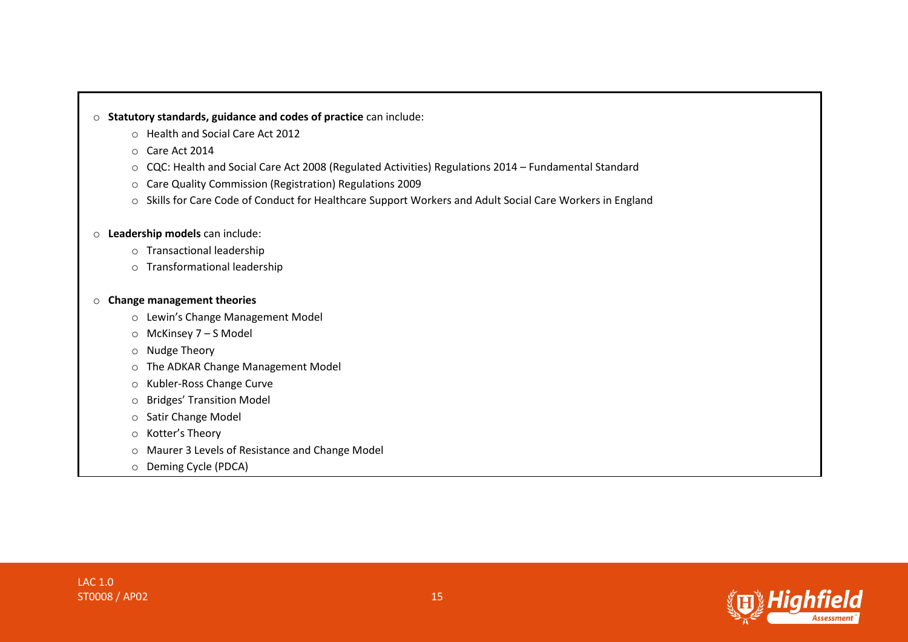- **Statutory standards, guidance and codes of practice** can include:
    - Health and Social Care Act 2012
    - Care Act 2014
    - CQC: Health and Social Care Act 2008 (Regulated Activities) Regulations 2014 – Fundamental Standard
    - Care Quality Commission (Registration) Regulations 2009
    - Skills for Care Code of Conduct for Healthcare Support Workers and Adult Social Care Workers in England

- **Leadership models** can include:
    - Transactional leadership
    - Transformational leadership

- **Change management theories**
    - Lewin's Change Management Model
    - McKinsey 7 – S Model
    - Nudge Theory
    - The ADKAR Change Management Model
    - Kubler-Ross Change Curve
    - Bridges' Transition Model
    - Satir Change Model
    - Kotter's Theory
    - Maurer 3 Levels of Resistance and Change Model
    - Deming Cycle (PDCA)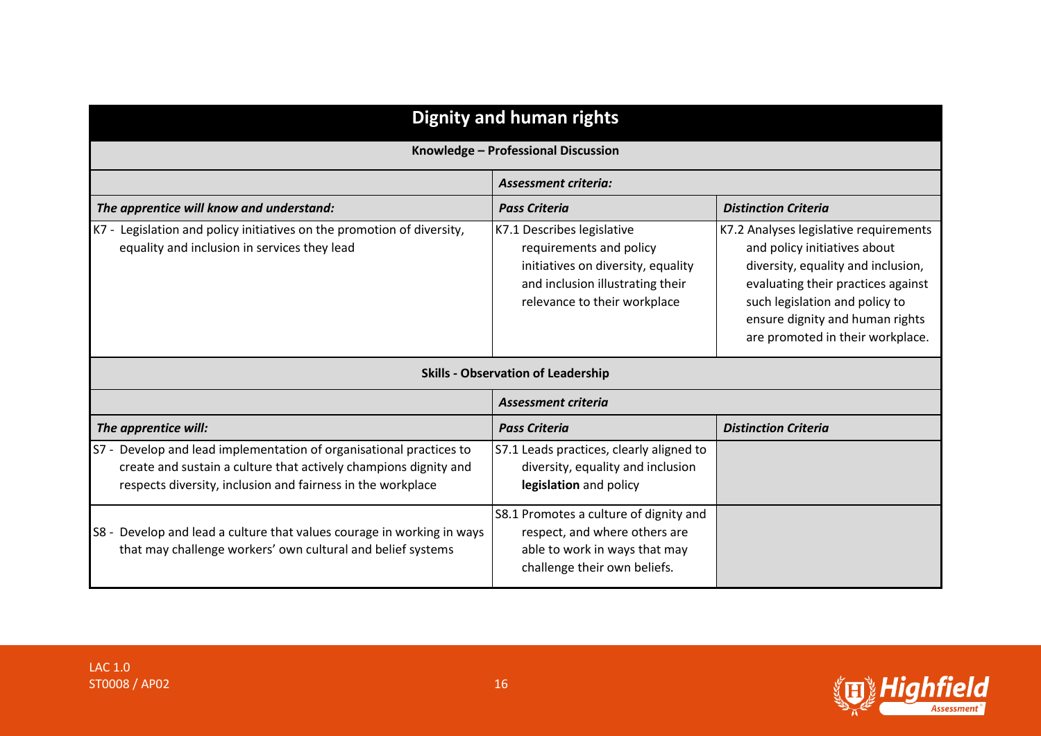| Dignity and human rights | | |
|---|---|---|
| **Knowledge – Professional Discussion** | | |
| | ***Assessment criteria:*** | |
| ***The apprentice will know and understand:*** | ***Pass Criteria*** | ***Distinction Criteria*** |
| K7 - Legislation and policy initiatives on the promotion of diversity, equality and inclusion in services they lead | K7.1 Describes legislative requirements and policy initiatives on diversity, equality and inclusion illustrating their relevance to their workplace | K7.2 Analyses legislative requirements and policy initiatives about diversity, equality and inclusion, evaluating their practices against such legislation and policy to ensure dignity and human rights are promoted in their workplace. |
| **Skills - Observation of Leadership** | | |
| | ***Assessment criteria*** | |
| ***The apprentice will:*** | ***Pass Criteria*** | ***Distinction Criteria*** |
| S7 - Develop and lead implementation of organisational practices to create and sustain a culture that actively champions dignity and respects diversity, inclusion and fairness in the workplace | S7.1 Leads practices, clearly aligned to diversity, equality and inclusion **legislation** and policy | |
| S8 - Develop and lead a culture that values courage in working in ways that may challenge workers' own cultural and belief systems | S8.1 Promotes a culture of dignity and respect, and where others are able to work in ways that may challenge their own beliefs. | |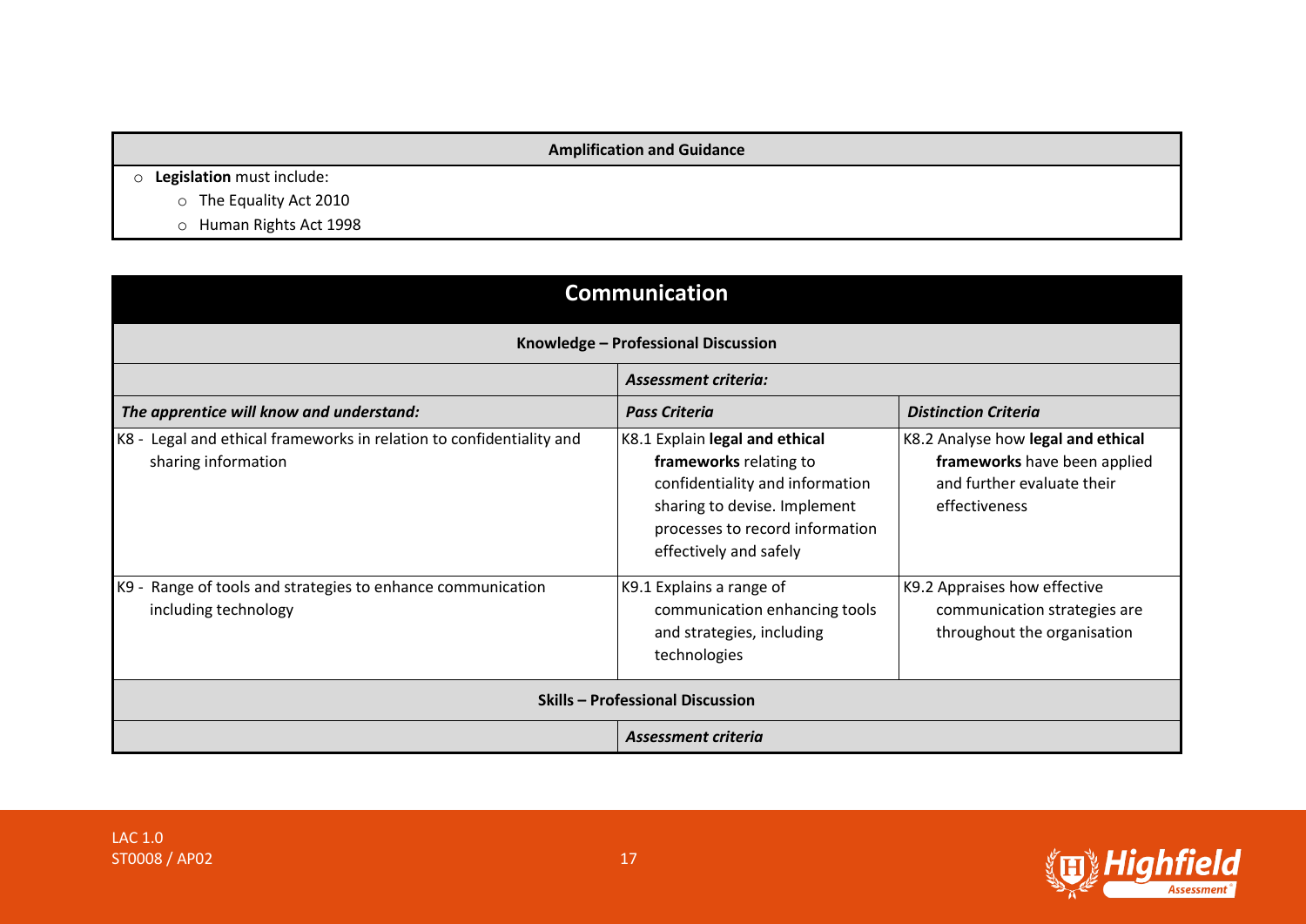| Amplification and Guidance |
|---|
| ○ **Legislation** must include:<br>○ The Equality Act 2010<br>○ Human Rights Act 1998 |

## Communication

| Knowledge – Professional Discussion | | |
|---|---|---|
| | ***Assessment criteria:*** | |
| ***The apprentice will know and understand:*** | ***Pass Criteria*** | ***Distinction Criteria*** |
| K8 - Legal and ethical frameworks in relation to confidentiality and sharing information | K8.1 Explain **legal and ethical frameworks** relating to confidentiality and information sharing to devise. Implement processes to record information effectively and safely | K8.2 Analyse how **legal and ethical frameworks** have been applied and further evaluate their effectiveness |
| K9 - Range of tools and strategies to enhance communication including technology | K9.1 Explains a range of communication enhancing tools and strategies, including technologies | K9.2 Appraises how effective communication strategies are throughout the organisation |
| **Skills – Professional Discussion** | | |
| | ***Assessment criteria*** | |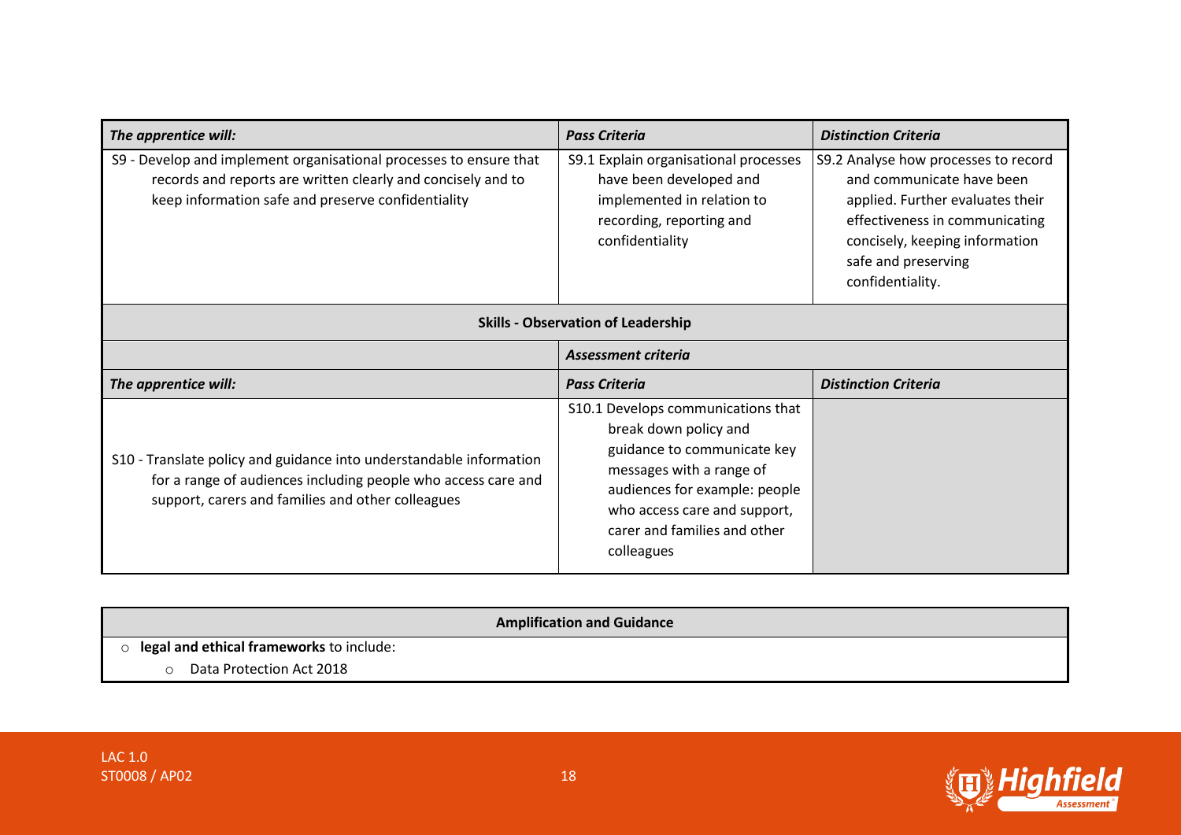| *The apprentice will:* | *Pass Criteria* | *Distinction Criteria* |
|---|---|---|
| S9 - Develop and implement organisational processes to ensure that records and reports are written clearly and concisely and to keep information safe and preserve confidentiality | S9.1 Explain organisational processes have been developed and implemented in relation to recording, reporting and confidentiality | S9.2 Analyse how processes to record and communicate have been applied. Further evaluates their effectiveness in communicating concisely, keeping information safe and preserving confidentiality. |
| **Skills - Observation of Leadership** | | |
| | *Assessment criteria* | |
| *The apprentice will:* | *Pass Criteria* | *Distinction Criteria* |
| S10 - Translate policy and guidance into understandable information for a range of audiences including people who access care and support, carers and families and other colleagues | S10.1 Develops communications that break down policy and guidance to communicate key messages with a range of audiences for example: people who access care and support, carer and families and other colleagues | |

| Amplification and Guidance |
|---|
| ○ **legal and ethical frameworks** to include:<br>&nbsp;&nbsp;&nbsp;&nbsp;○ Data Protection Act 2018 |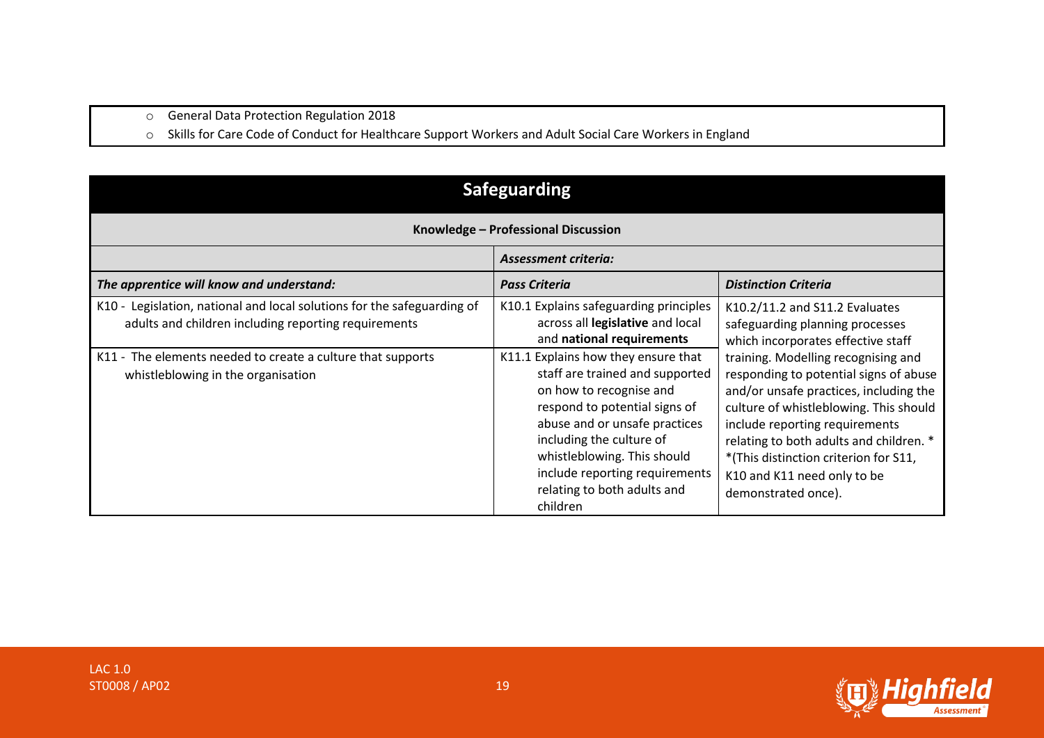- General Data Protection Regulation 2018
- Skills for Care Code of Conduct for Healthcare Support Workers and Adult Social Care Workers in England

| Safeguarding | | |
|---|---|---|
| **Knowledge – Professional Discussion** | | |
| | ***Assessment criteria:*** | |
| ***The apprentice will know and understand:*** | ***Pass Criteria*** | ***Distinction Criteria*** |
| K10 - Legislation, national and local solutions for the safeguarding of adults and children including reporting requirements | K10.1 Explains safeguarding principles across all **legislative** and local and **national requirements** | K10.2/11.2 and S11.2 Evaluates safeguarding planning processes which incorporates effective staff training. Modelling recognising and responding to potential signs of abuse and/or unsafe practices, including the culture of whistleblowing. This should include reporting requirements relating to both adults and children. * *(This distinction criterion for S11, K10 and K11 need only to be demonstrated once). |
| K11 - The elements needed to create a culture that supports whistleblowing in the organisation | K11.1 Explains how they ensure that staff are trained and supported on how to recognise and respond to potential signs of abuse and or unsafe practices including the culture of whistleblowing. This should include reporting requirements relating to both adults and children | |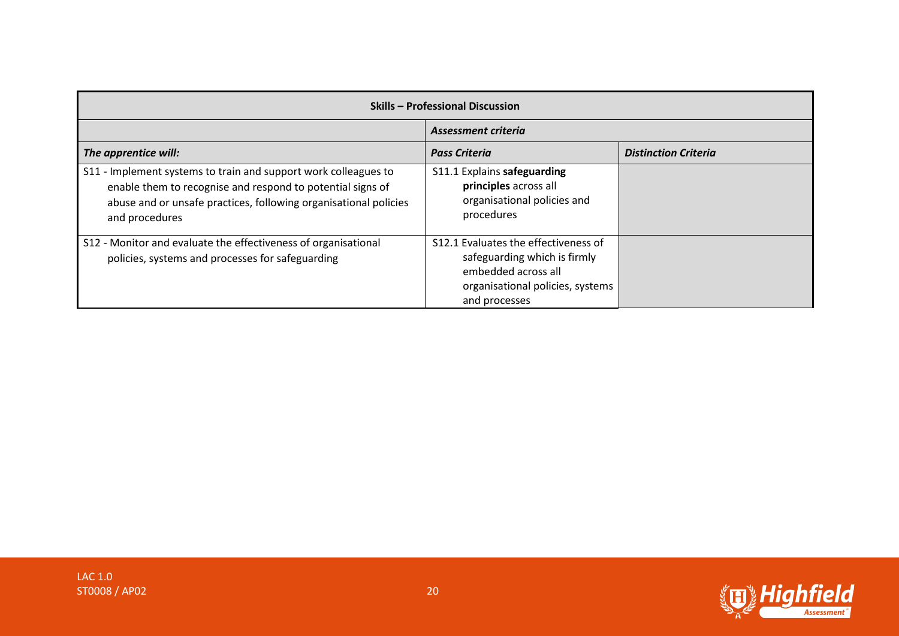| Skills – Professional Discussion | | |
|---|---|---|
| | ***Assessment criteria*** | |
| ***The apprentice will:*** | ***Pass Criteria*** | ***Distinction Criteria*** |
| S11 - Implement systems to train and support work colleagues to enable them to recognise and respond to potential signs of abuse and or unsafe practices, following organisational policies and procedures | S11.1 Explains **safeguarding principles** across all organisational policies and procedures | |
| S12 - Monitor and evaluate the effectiveness of organisational policies, systems and processes for safeguarding | S12.1 Evaluates the effectiveness of safeguarding which is firmly embedded across all organisational policies, systems and processes | |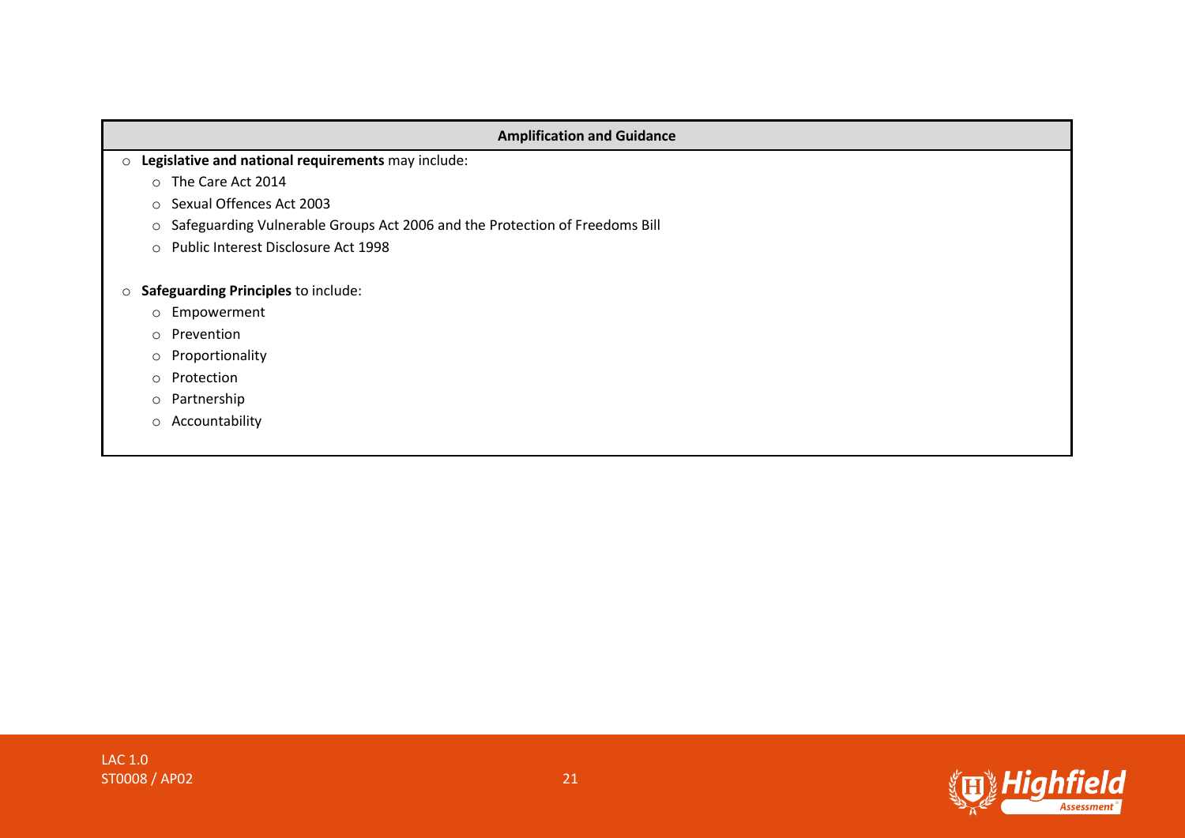| Amplification and Guidance |
| --- |
| - **Legislative and national requirements** may include:<br>  - The Care Act 2014<br>  - Sexual Offences Act 2003<br>  - Safeguarding Vulnerable Groups Act 2006 and the Protection of Freedoms Bill<br>  - Public Interest Disclosure Act 1998<br><br>- **Safeguarding Principles** to include:<br>  - Empowerment<br>  - Prevention<br>  - Proportionality<br>  - Protection<br>  - Partnership<br>  - Accountability |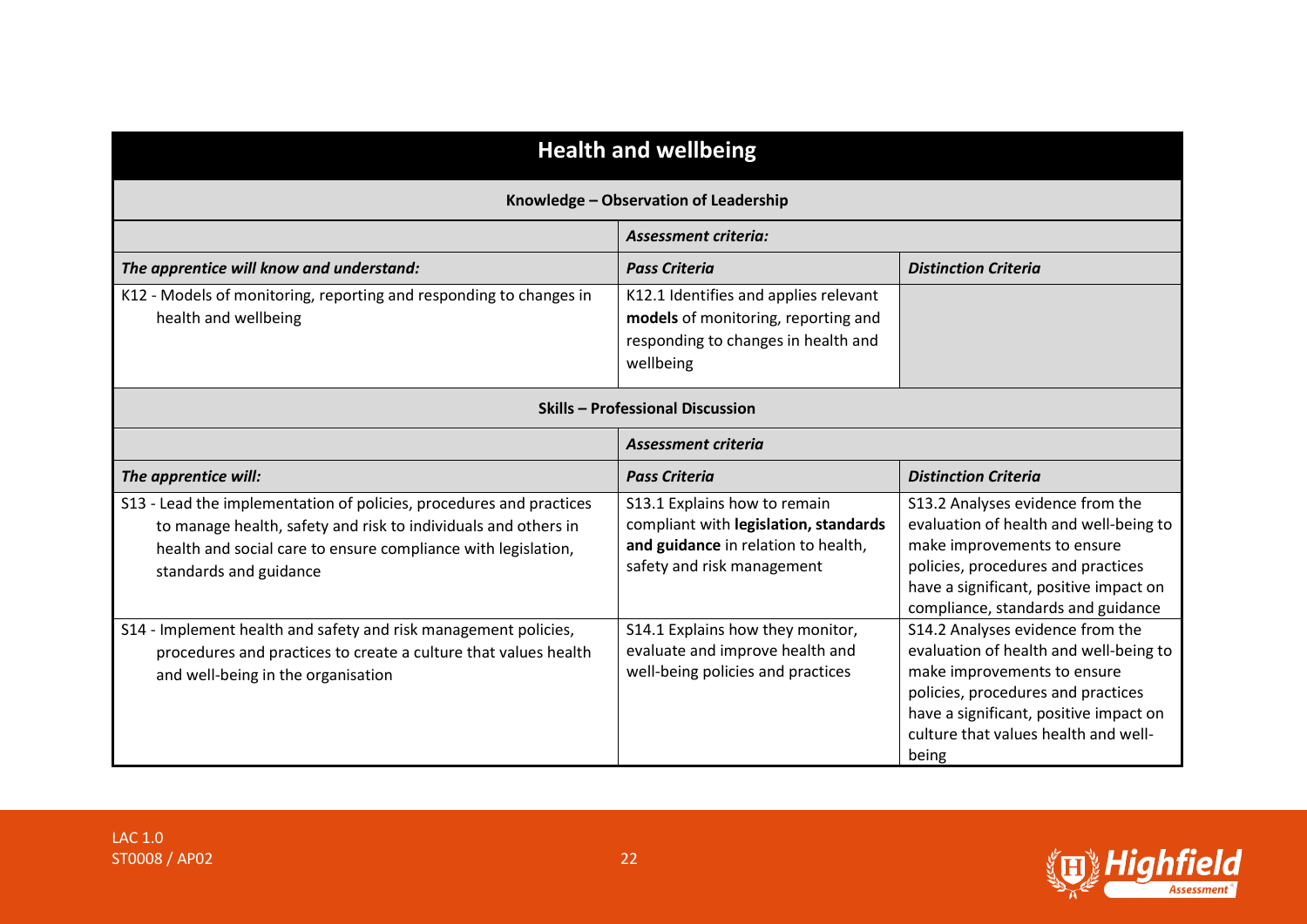| Health and wellbeing | | |
|---|---|---|
| **Knowledge – Observation of Leadership** | | |
| | ***Assessment criteria:*** | |
| ***The apprentice will know and understand:*** | ***Pass Criteria*** | ***Distinction Criteria*** |
| K12 - Models of monitoring, reporting and responding to changes in health and wellbeing | K12.1 Identifies and applies relevant **models** of monitoring, reporting and responding to changes in health and wellbeing | |
| **Skills – Professional Discussion** | | |
| | ***Assessment criteria*** | |
| ***The apprentice will:*** | ***Pass Criteria*** | ***Distinction Criteria*** |
| S13 - Lead the implementation of policies, procedures and practices to manage health, safety and risk to individuals and others in health and social care to ensure compliance with legislation, standards and guidance | S13.1 Explains how to remain compliant with **legislation, standards and guidance** in relation to health, safety and risk management | S13.2 Analyses evidence from the evaluation of health and well-being to make improvements to ensure policies, procedures and practices have a significant, positive impact on compliance, standards and guidance |
| S14 - Implement health and safety and risk management policies, procedures and practices to create a culture that values health and well-being in the organisation | S14.1 Explains how they monitor, evaluate and improve health and well-being policies and practices | S14.2 Analyses evidence from the evaluation of health and well-being to make improvements to ensure policies, procedures and practices have a significant, positive impact on culture that values health and well-being |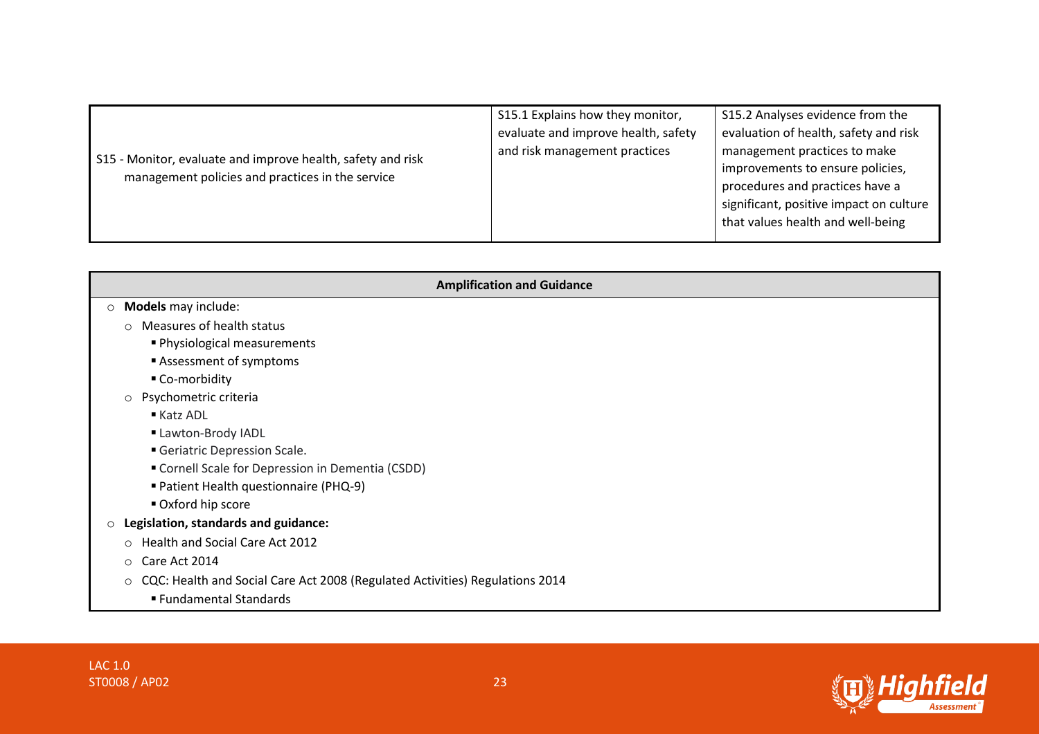| S15 - Monitor, evaluate and improve health, safety and risk management policies and practices in the service | S15.1 Explains how they monitor, evaluate and improve health, safety and risk management practices | S15.2 Analyses evidence from the evaluation of health, safety and risk management practices to make improvements to ensure policies, procedures and practices have a significant, positive impact on culture that values health and well-being |
|---|---|---|

**Amplification and Guidance**

- **Models** may include:
  - Measures of health status
    - Physiological measurements
    - Assessment of symptoms
    - Co-morbidity
  - Psychometric criteria
    - Katz ADL
    - Lawton-Brody IADL
    - Geriatric Depression Scale.
    - Cornell Scale for Depression in Dementia (CSDD)
    - Patient Health questionnaire (PHQ-9)
    - Oxford hip score
- **Legislation, standards and guidance:**
  - Health and Social Care Act 2012
  - Care Act 2014
  - CQC: Health and Social Care Act 2008 (Regulated Activities) Regulations 2014
    - Fundamental Standards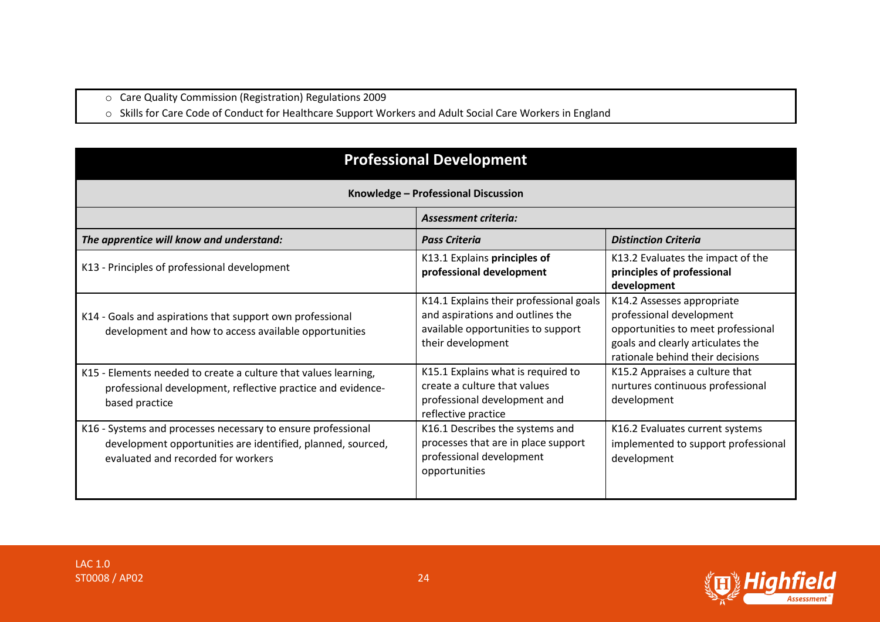- Care Quality Commission (Registration) Regulations 2009
- Skills for Care Code of Conduct for Healthcare Support Workers and Adult Social Care Workers in England

| **Professional Development** | | |
|---|---|---|
| **Knowledge – Professional Discussion** | | |
| | ***Assessment criteria:*** | |
| ***The apprentice will know and understand:*** | ***Pass Criteria*** | ***Distinction Criteria*** |
| K13 - Principles of professional development | K13.1 Explains **principles of professional development** | K13.2 Evaluates the impact of the **principles of professional development** |
| K14 - Goals and aspirations that support own professional development and how to access available opportunities | K14.1 Explains their professional goals and aspirations and outlines the available opportunities to support their development | K14.2 Assesses appropriate professional development opportunities to meet professional goals and clearly articulates the rationale behind their decisions |
| K15 - Elements needed to create a culture that values learning, professional development, reflective practice and evidence-based practice | K15.1 Explains what is required to create a culture that values professional development and reflective practice | K15.2 Appraises a culture that nurtures continuous professional development |
| K16 - Systems and processes necessary to ensure professional development opportunities are identified, planned, sourced, evaluated and recorded for workers | K16.1 Describes the systems and processes that are in place support professional development opportunities | K16.2 Evaluates current systems implemented to support professional development |

LAC 1.0
ST0008 / AP02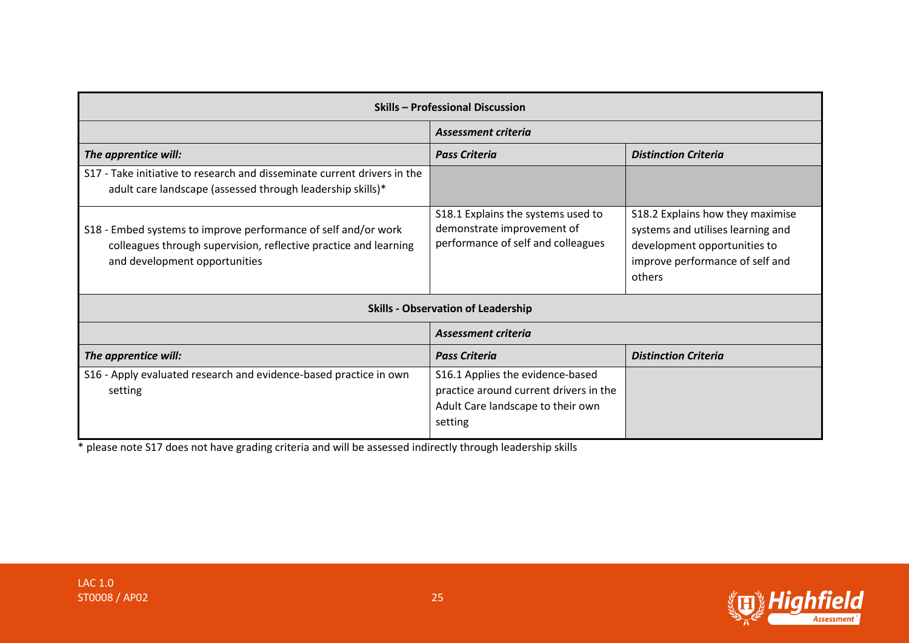| **Skills – Professional Discussion** | | |
|---|---|---|
| | ***Assessment criteria*** | |
| ***The apprentice will:*** | ***Pass Criteria*** | ***Distinction Criteria*** |
| S17 - Take initiative to research and disseminate current drivers in the adult care landscape (assessed through leadership skills)* | | |
| S18 - Embed systems to improve performance of self and/or work colleagues through supervision, reflective practice and learning and development opportunities | S18.1 Explains the systems used to demonstrate improvement of performance of self and colleagues | S18.2 Explains how they maximise systems and utilises learning and development opportunities to improve performance of self and others |

| **Skills - Observation of Leadership** | | |
|---|---|---|
| | ***Assessment criteria*** | |
| ***The apprentice will:*** | ***Pass Criteria*** | ***Distinction Criteria*** |
| S16 - Apply evaluated research and evidence-based practice in own setting | S16.1 Applies the evidence-based practice around current drivers in the Adult Care landscape to their own setting | |

* please note S17 does not have grading criteria and will be assessed indirectly through leadership skills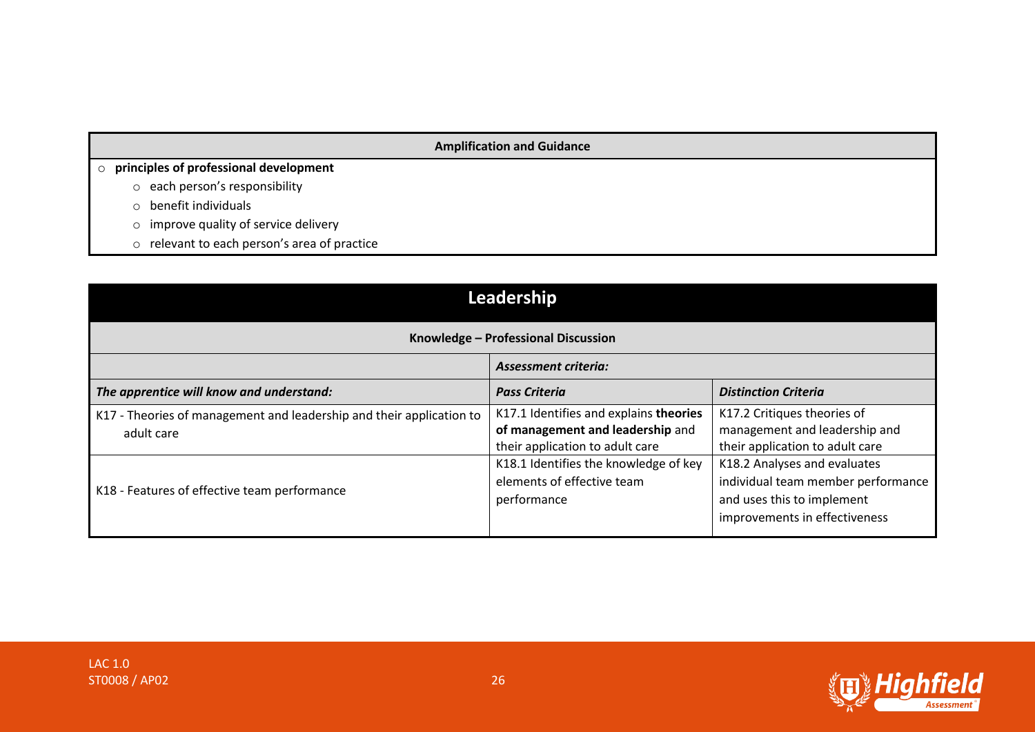| Amplification and Guidance |
|---|
| - **principles of professional development**<br>  - each person's responsibility<br>  - benefit individuals<br>  - improve quality of service delivery<br>  - relevant to each person's area of practice |

## Leadership

| Knowledge – Professional Discussion | | |
|---|---|---|
| | ***Assessment criteria:*** | |
| ***The apprentice will know and understand:*** | ***Pass Criteria*** | ***Distinction Criteria*** |
| K17 - Theories of management and leadership and their application to adult care | K17.1 Identifies and explains **theories of management and leadership** and their application to adult care | K17.2 Critiques theories of management and leadership and their application to adult care |
| K18 - Features of effective team performance | K18.1 Identifies the knowledge of key elements of effective team performance | K18.2 Analyses and evaluates individual team member performance and uses this to implement improvements in effectiveness |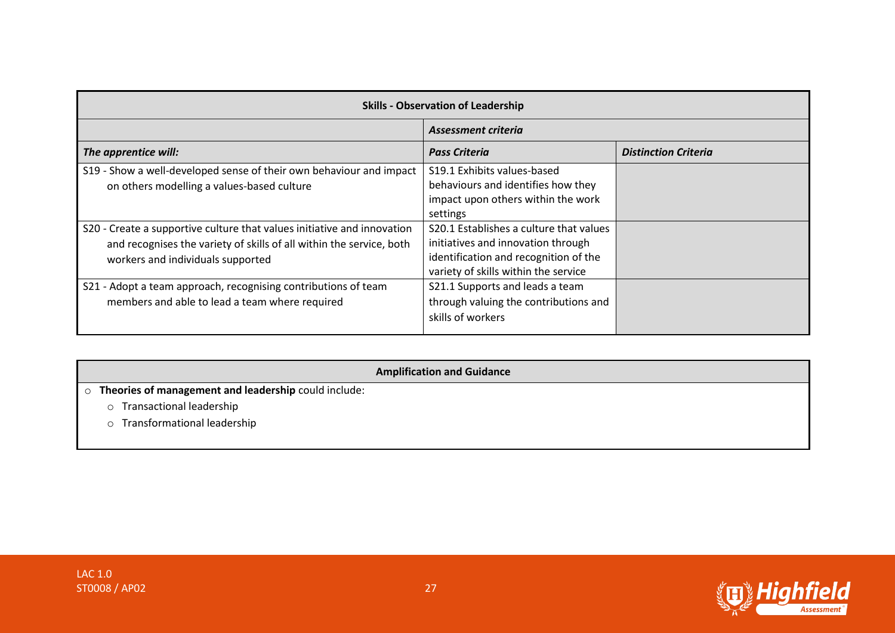| Skills - Observation of Leadership | | |
|---|---|---|
| | ***Assessment criteria*** | |
| ***The apprentice will:*** | ***Pass Criteria*** | ***Distinction Criteria*** |
| S19 - Show a well-developed sense of their own behaviour and impact on others modelling a values-based culture | S19.1 Exhibits values-based behaviours and identifies how they impact upon others within the work settings | |
| S20 - Create a supportive culture that values initiative and innovation and recognises the variety of skills of all within the service, both workers and individuals supported | S20.1 Establishes a culture that values initiatives and innovation through identification and recognition of the variety of skills within the service | |
| S21 - Adopt a team approach, recognising contributions of team members and able to lead a team where required | S21.1 Supports and leads a team through valuing the contributions and skills of workers | |

| Amplification and Guidance |
|---|
| **Theories of management and leadership** could include:<br>- Transactional leadership<br>- Transformational leadership |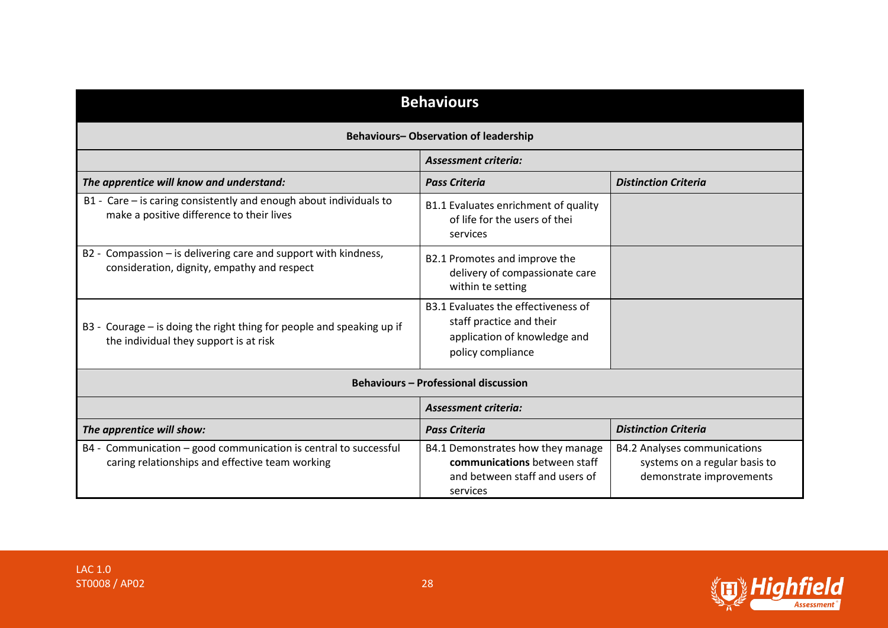| Behaviours | | |
|---|---|---|
| **Behaviours– Observation of leadership** | | |
| | ***Assessment criteria:*** | |
| ***The apprentice will know and understand:*** | ***Pass Criteria*** | ***Distinction Criteria*** |
| B1 - Care – is caring consistently and enough about individuals to make a positive difference to their lives | B1.1 Evaluates enrichment of quality of life for the users of thei services | |
| B2 - Compassion – is delivering care and support with kindness, consideration, dignity, empathy and respect | B2.1 Promotes and improve the delivery of compassionate care within te setting | |
| B3 - Courage – is doing the right thing for people and speaking up if the individual they support is at risk | B3.1 Evaluates the effectiveness of staff practice and their application of knowledge and policy compliance | |
| **Behaviours – Professional discussion** | | |
| | ***Assessment criteria:*** | |
| ***The apprentice will show:*** | ***Pass Criteria*** | ***Distinction Criteria*** |
| B4 - Communication – good communication is central to successful caring relationships and effective team working | B4.1 Demonstrates how they manage **communications** between staff and between staff and users of services | B4.2 Analyses communications systems on a regular basis to demonstrate improvements |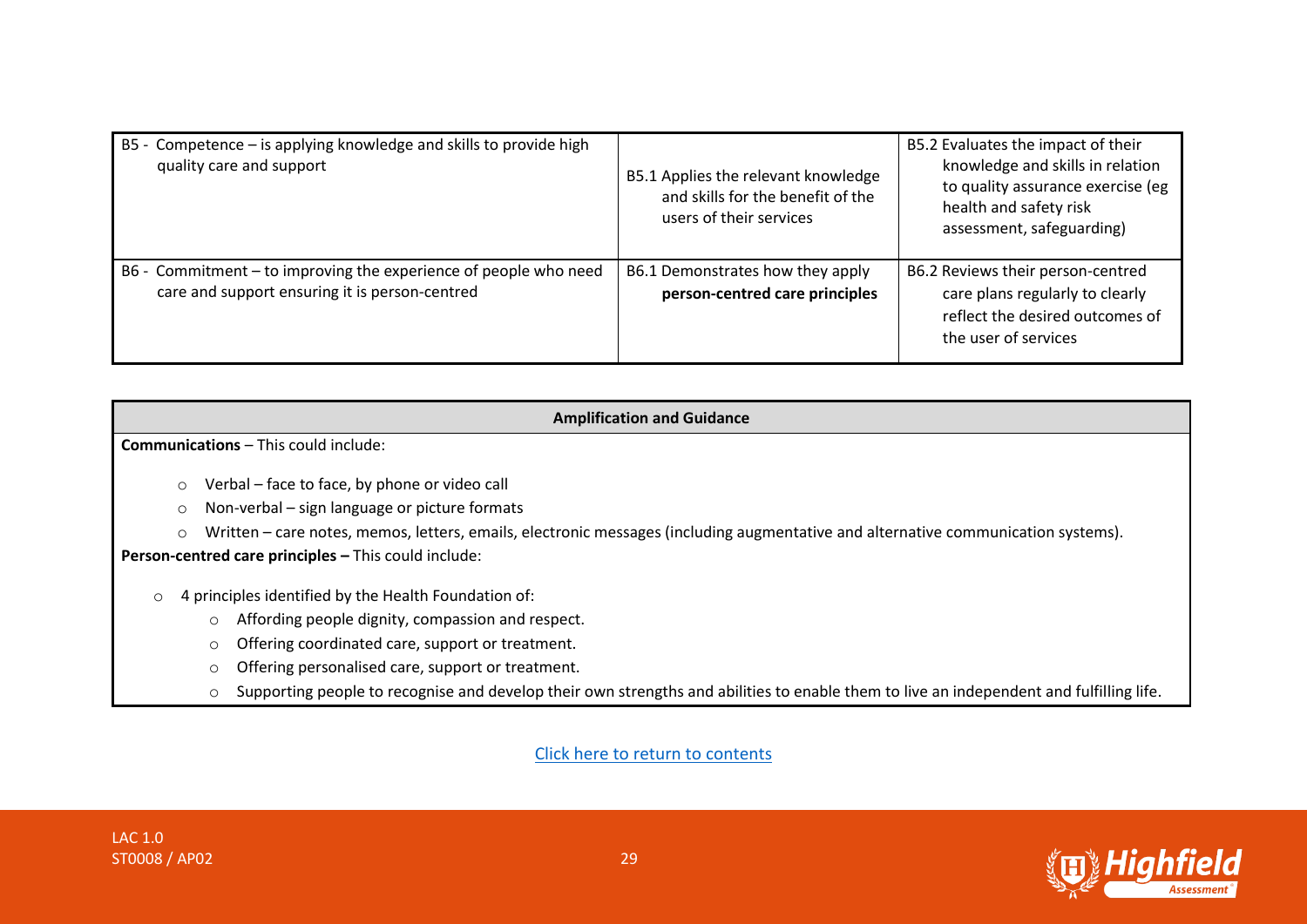| | | |
|---|---|---|
| B5 - Competence – is applying knowledge and skills to provide high quality care and support | B5.1 Applies the relevant knowledge and skills for the benefit of the users of their services | B5.2 Evaluates the impact of their knowledge and skills in relation to quality assurance exercise (eg health and safety risk assessment, safeguarding) |
| B6 - Commitment – to improving the experience of people who need care and support ensuring it is person-centred | B6.1 Demonstrates how they apply **person-centred care principles** | B6.2 Reviews their person-centred care plans regularly to clearly reflect the desired outcomes of the user of services |

**Amplification and Guidance**

**Communications** – This could include:

- Verbal – face to face, by phone or video call
- Non-verbal – sign language or picture formats
- Written – care notes, memos, letters, emails, electronic messages (including augmentative and alternative communication systems).

**Person-centred care principles –** This could include:

- 4 principles identified by the Health Foundation of:
  - Affording people dignity, compassion and respect.
  - Offering coordinated care, support or treatment.
  - Offering personalised care, support or treatment.
  - Supporting people to recognise and develop their own strengths and abilities to enable them to live an independent and fulfilling life.

Click here to return to contents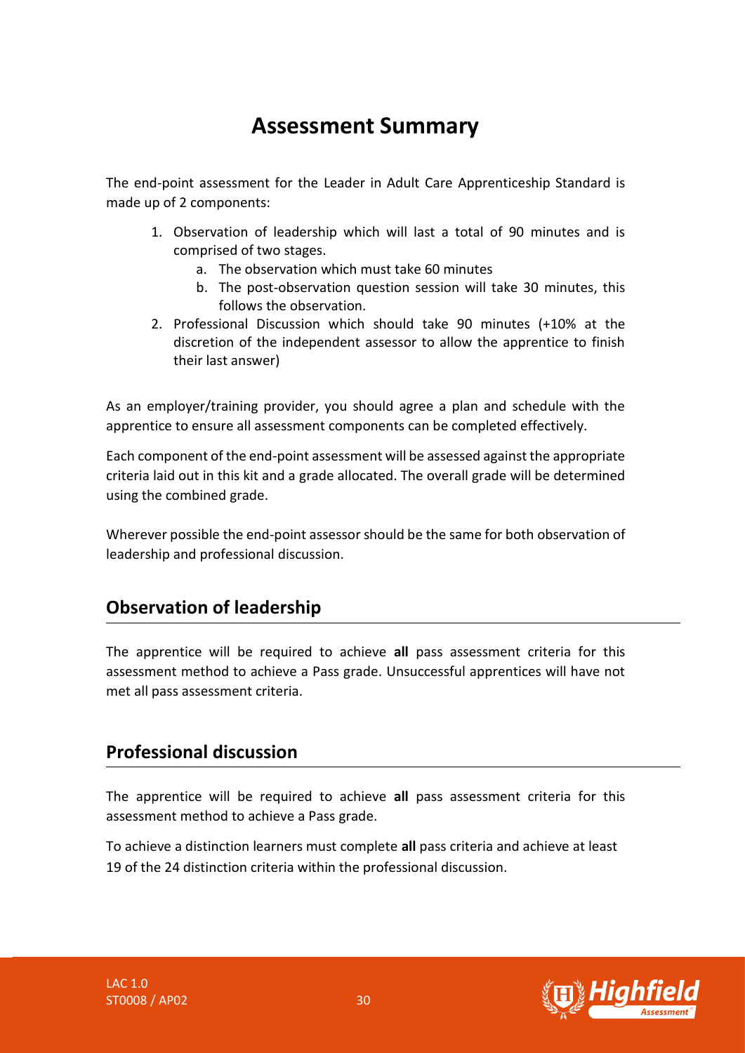# Assessment Summary

The end-point assessment for the Leader in Adult Care Apprenticeship Standard is made up of 2 components:

1. Observation of leadership which will last a total of 90 minutes and is comprised of two stages.
   a. The observation which must take 60 minutes
   b. The post-observation question session will take 30 minutes, this follows the observation.
2. Professional Discussion which should take 90 minutes (+10% at the discretion of the independent assessor to allow the apprentice to finish their last answer)

As an employer/training provider, you should agree a plan and schedule with the apprentice to ensure all assessment components can be completed effectively.

Each component of the end-point assessment will be assessed against the appropriate criteria laid out in this kit and a grade allocated. The overall grade will be determined using the combined grade.

Wherever possible the end-point assessor should be the same for both observation of leadership and professional discussion.

## Observation of leadership

The apprentice will be required to achieve **all** pass assessment criteria for this assessment method to achieve a Pass grade. Unsuccessful apprentices will have not met all pass assessment criteria.

## Professional discussion

The apprentice will be required to achieve **all** pass assessment criteria for this assessment method to achieve a Pass grade.

To achieve a distinction learners must complete **all** pass criteria and achieve at least 19 of the 24 distinction criteria within the professional discussion.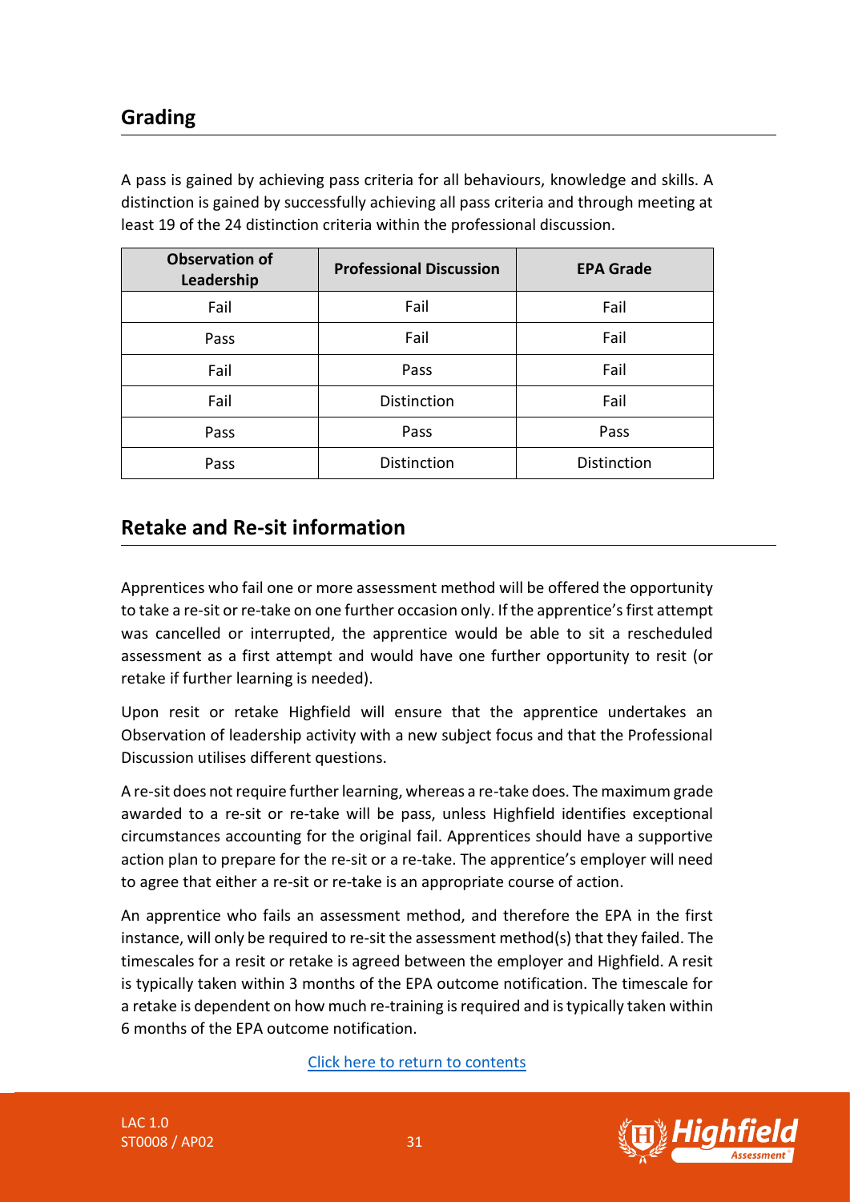## Grading

A pass is gained by achieving pass criteria for all behaviours, knowledge and skills. A distinction is gained by successfully achieving all pass criteria and through meeting at least 19 of the 24 distinction criteria within the professional discussion.

| Observation of Leadership | Professional Discussion | EPA Grade |
|---|---|---|
| Fail | Fail | Fail |
| Pass | Fail | Fail |
| Fail | Pass | Fail |
| Fail | Distinction | Fail |
| Pass | Pass | Pass |
| Pass | Distinction | Distinction |

## Retake and Re-sit information

Apprentices who fail one or more assessment method will be offered the opportunity to take a re-sit or re-take on one further occasion only. If the apprentice's first attempt was cancelled or interrupted, the apprentice would be able to sit a rescheduled assessment as a first attempt and would have one further opportunity to resit (or retake if further learning is needed).

Upon resit or retake Highfield will ensure that the apprentice undertakes an Observation of leadership activity with a new subject focus and that the Professional Discussion utilises different questions.

A re-sit does not require further learning, whereas a re-take does. The maximum grade awarded to a re-sit or re-take will be pass, unless Highfield identifies exceptional circumstances accounting for the original fail. Apprentices should have a supportive action plan to prepare for the re-sit or a re-take. The apprentice's employer will need to agree that either a re-sit or re-take is an appropriate course of action.

An apprentice who fails an assessment method, and therefore the EPA in the first instance, will only be required to re-sit the assessment method(s) that they failed. The timescales for a resit or retake is agreed between the employer and Highfield. A resit is typically taken within 3 months of the EPA outcome notification. The timescale for a retake is dependent on how much re-training is required and is typically taken within 6 months of the EPA outcome notification.

Click here to return to contents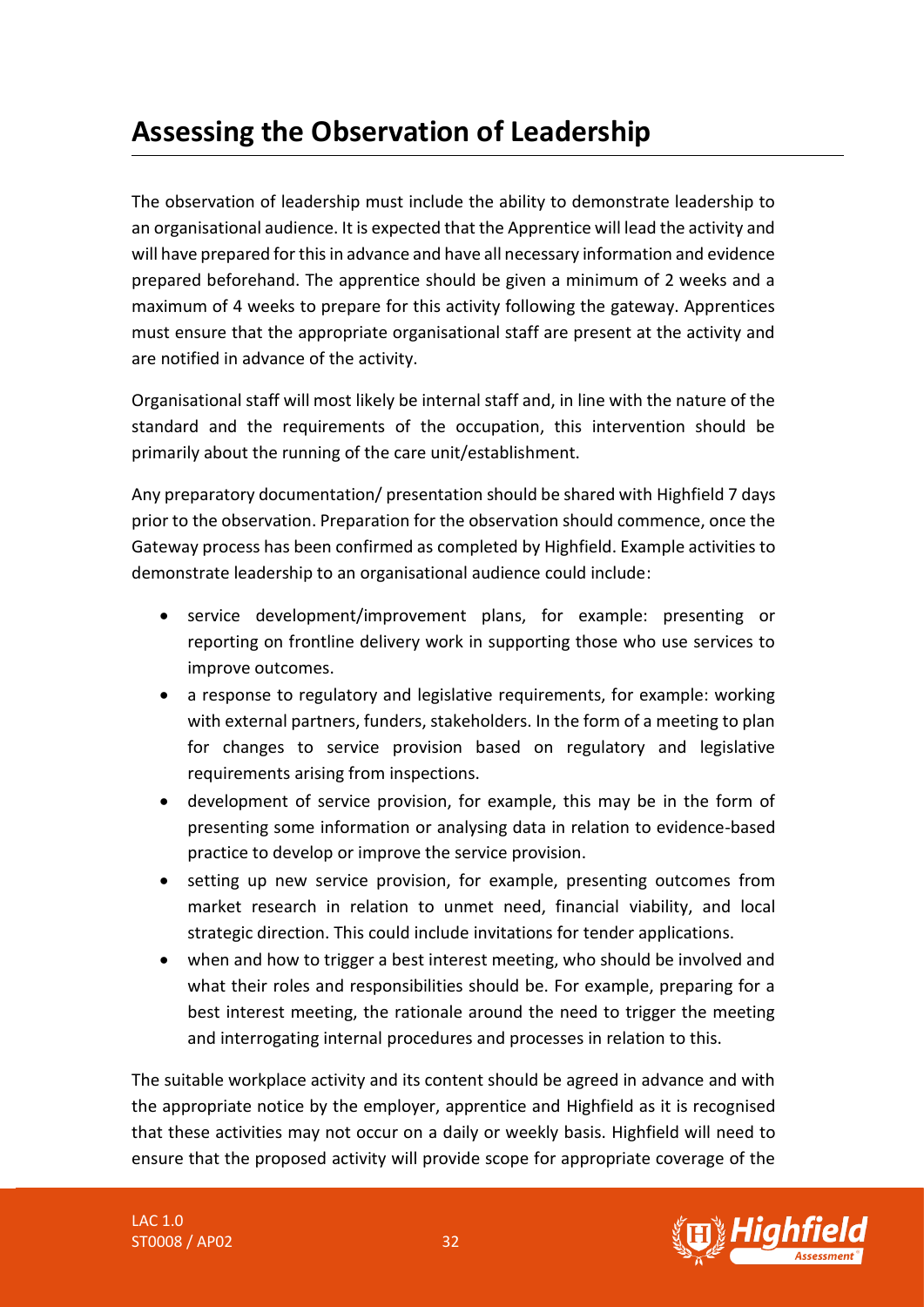# Assessing the Observation of Leadership

The observation of leadership must include the ability to demonstrate leadership to an organisational audience. It is expected that the Apprentice will lead the activity and will have prepared for this in advance and have all necessary information and evidence prepared beforehand. The apprentice should be given a minimum of 2 weeks and a maximum of 4 weeks to prepare for this activity following the gateway. Apprentices must ensure that the appropriate organisational staff are present at the activity and are notified in advance of the activity.

Organisational staff will most likely be internal staff and, in line with the nature of the standard and the requirements of the occupation, this intervention should be primarily about the running of the care unit/establishment.

Any preparatory documentation/ presentation should be shared with Highfield 7 days prior to the observation. Preparation for the observation should commence, once the Gateway process has been confirmed as completed by Highfield. Example activities to demonstrate leadership to an organisational audience could include:

- service development/improvement plans, for example: presenting or reporting on frontline delivery work in supporting those who use services to improve outcomes.
- a response to regulatory and legislative requirements, for example: working with external partners, funders, stakeholders. In the form of a meeting to plan for changes to service provision based on regulatory and legislative requirements arising from inspections.
- development of service provision, for example, this may be in the form of presenting some information or analysing data in relation to evidence-based practice to develop or improve the service provision.
- setting up new service provision, for example, presenting outcomes from market research in relation to unmet need, financial viability, and local strategic direction. This could include invitations for tender applications.
- when and how to trigger a best interest meeting, who should be involved and what their roles and responsibilities should be. For example, preparing for a best interest meeting, the rationale around the need to trigger the meeting and interrogating internal procedures and processes in relation to this.

The suitable workplace activity and its content should be agreed in advance and with the appropriate notice by the employer, apprentice and Highfield as it is recognised that these activities may not occur on a daily or weekly basis. Highfield will need to ensure that the proposed activity will provide scope for appropriate coverage of the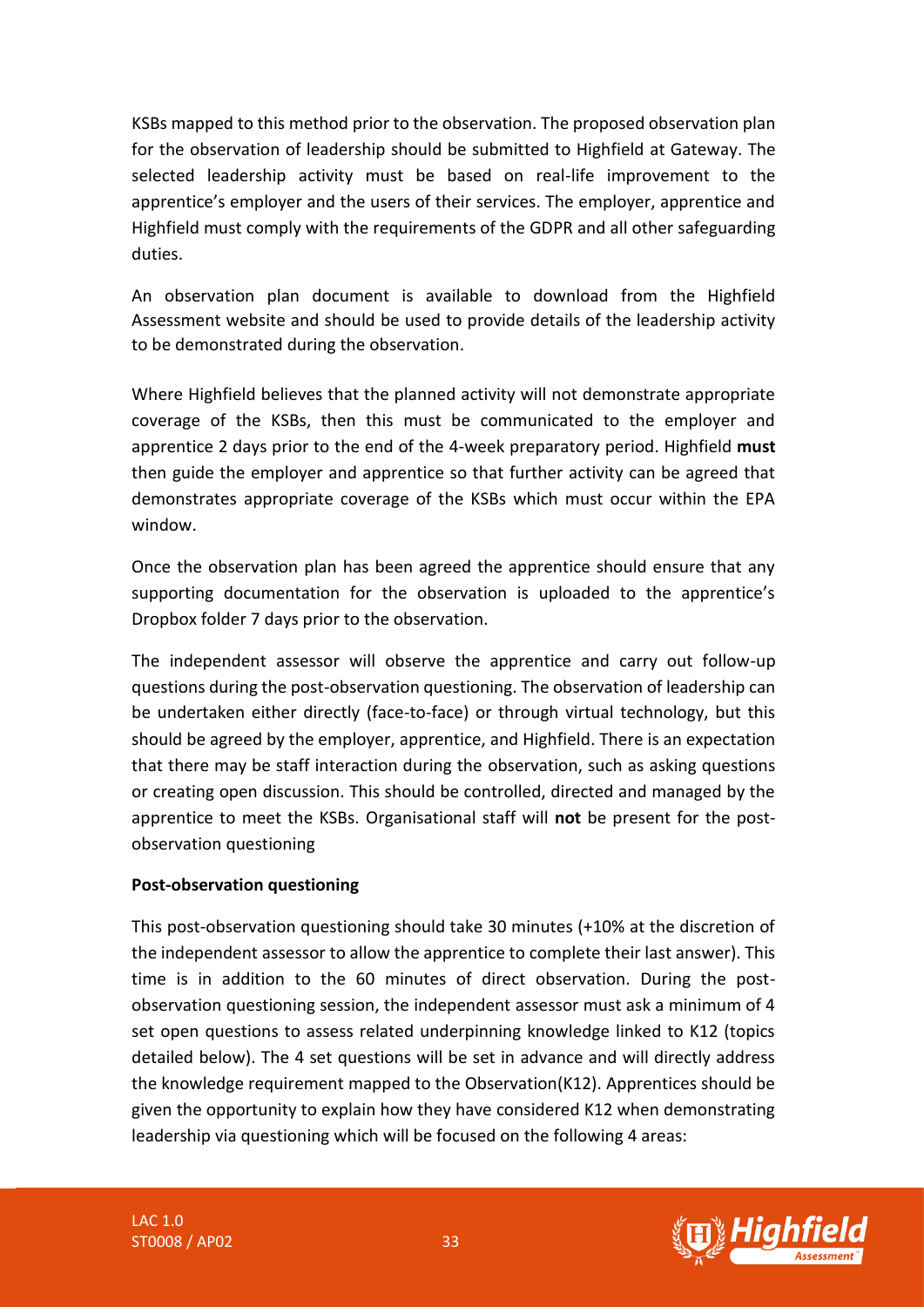KSBs mapped to this method prior to the observation. The proposed observation plan for the observation of leadership should be submitted to Highfield at Gateway. The selected leadership activity must be based on real-life improvement to the apprentice's employer and the users of their services. The employer, apprentice and Highfield must comply with the requirements of the GDPR and all other safeguarding duties.

An observation plan document is available to download from the Highfield Assessment website and should be used to provide details of the leadership activity to be demonstrated during the observation.

Where Highfield believes that the planned activity will not demonstrate appropriate coverage of the KSBs, then this must be communicated to the employer and apprentice 2 days prior to the end of the 4-week preparatory period. Highfield **must** then guide the employer and apprentice so that further activity can be agreed that demonstrates appropriate coverage of the KSBs which must occur within the EPA window.

Once the observation plan has been agreed the apprentice should ensure that any supporting documentation for the observation is uploaded to the apprentice's Dropbox folder 7 days prior to the observation.

The independent assessor will observe the apprentice and carry out follow-up questions during the post-observation questioning. The observation of leadership can be undertaken either directly (face-to-face) or through virtual technology, but this should be agreed by the employer, apprentice, and Highfield. There is an expectation that there may be staff interaction during the observation, such as asking questions or creating open discussion. This should be controlled, directed and managed by the apprentice to meet the KSBs. Organisational staff will **not** be present for the post-observation questioning

**Post-observation questioning**

This post-observation questioning should take 30 minutes (+10% at the discretion of the independent assessor to allow the apprentice to complete their last answer). This time is in addition to the 60 minutes of direct observation. During the post-observation questioning session, the independent assessor must ask a minimum of 4 set open questions to assess related underpinning knowledge linked to K12 (topics detailed below). The 4 set questions will be set in advance and will directly address the knowledge requirement mapped to the Observation(K12). Apprentices should be given the opportunity to explain how they have considered K12 when demonstrating leadership via questioning which will be focused on the following 4 areas: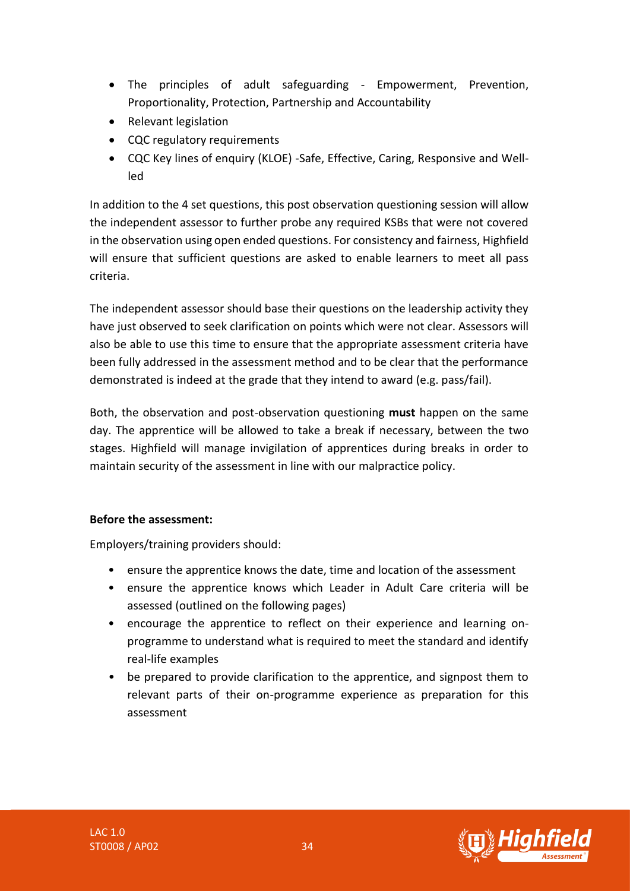- The principles of adult safeguarding - Empowerment, Prevention, Proportionality, Protection, Partnership and Accountability
- Relevant legislation
- CQC regulatory requirements
- CQC Key lines of enquiry (KLOE) -Safe, Effective, Caring, Responsive and Well-led

In addition to the 4 set questions, this post observation questioning session will allow the independent assessor to further probe any required KSBs that were not covered in the observation using open ended questions. For consistency and fairness, Highfield will ensure that sufficient questions are asked to enable learners to meet all pass criteria.

The independent assessor should base their questions on the leadership activity they have just observed to seek clarification on points which were not clear. Assessors will also be able to use this time to ensure that the appropriate assessment criteria have been fully addressed in the assessment method and to be clear that the performance demonstrated is indeed at the grade that they intend to award (e.g. pass/fail).

Both, the observation and post-observation questioning **must** happen on the same day. The apprentice will be allowed to take a break if necessary, between the two stages. Highfield will manage invigilation of apprentices during breaks in order to maintain security of the assessment in line with our malpractice policy.

**Before the assessment:**

Employers/training providers should:

- ensure the apprentice knows the date, time and location of the assessment
- ensure the apprentice knows which Leader in Adult Care criteria will be assessed (outlined on the following pages)
- encourage the apprentice to reflect on their experience and learning on-programme to understand what is required to meet the standard and identify real-life examples
- be prepared to provide clarification to the apprentice, and signpost them to relevant parts of their on-programme experience as preparation for this assessment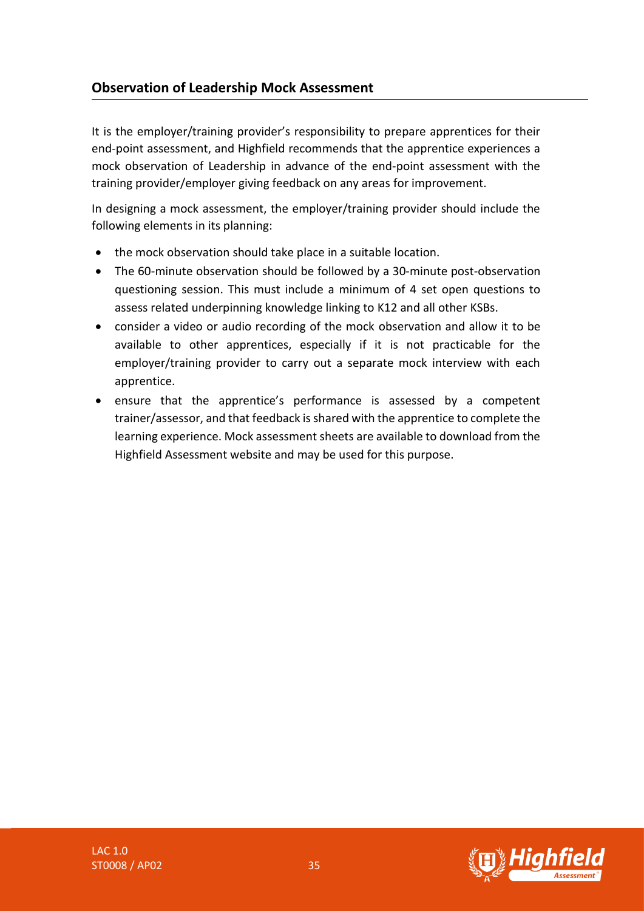## Observation of Leadership Mock Assessment

It is the employer/training provider's responsibility to prepare apprentices for their end-point assessment, and Highfield recommends that the apprentice experiences a mock observation of Leadership in advance of the end-point assessment with the training provider/employer giving feedback on any areas for improvement.

In designing a mock assessment, the employer/training provider should include the following elements in its planning:

- the mock observation should take place in a suitable location.
- The 60-minute observation should be followed by a 30-minute post-observation questioning session. This must include a minimum of 4 set open questions to assess related underpinning knowledge linking to K12 and all other KSBs.
- consider a video or audio recording of the mock observation and allow it to be available to other apprentices, especially if it is not practicable for the employer/training provider to carry out a separate mock interview with each apprentice.
- ensure that the apprentice's performance is assessed by a competent trainer/assessor, and that feedback is shared with the apprentice to complete the learning experience. Mock assessment sheets are available to download from the Highfield Assessment website and may be used for this purpose.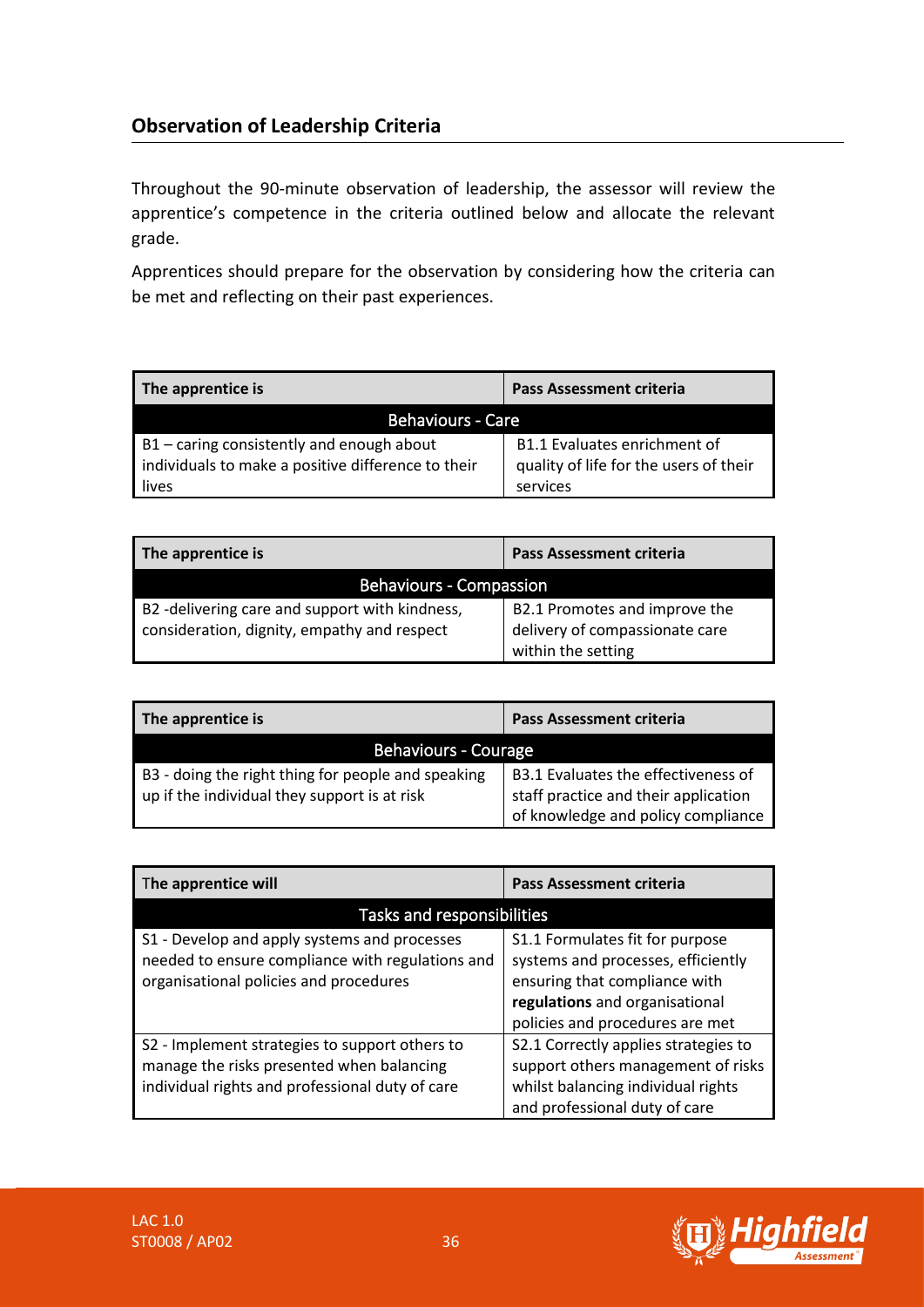## Observation of Leadership Criteria

Throughout the 90-minute observation of leadership, the assessor will review the apprentice's competence in the criteria outlined below and allocate the relevant grade.

Apprentices should prepare for the observation by considering how the criteria can be met and reflecting on their past experiences.

| The apprentice is | Pass Assessment criteria |
|---|---|
| **Behaviours - Care** | |
| B1 – caring consistently and enough about individuals to make a positive difference to their lives | B1.1 Evaluates enrichment of quality of life for the users of their services |

| The apprentice is | Pass Assessment criteria |
|---|---|
| **Behaviours - Compassion** | |
| B2 -delivering care and support with kindness, consideration, dignity, empathy and respect | B2.1 Promotes and improve the delivery of compassionate care within the setting |

| The apprentice is | Pass Assessment criteria |
|---|---|
| **Behaviours - Courage** | |
| B3 - doing the right thing for people and speaking up if the individual they support is at risk | B3.1 Evaluates the effectiveness of staff practice and their application of knowledge and policy compliance |

| The apprentice will | Pass Assessment criteria |
|---|---|
| **Tasks and responsibilities** | |
| S1 - Develop and apply systems and processes needed to ensure compliance with regulations and organisational policies and procedures | S1.1 Formulates fit for purpose systems and processes, efficiently ensuring that compliance with **regulations** and organisational policies and procedures are met |
| S2 - Implement strategies to support others to manage the risks presented when balancing individual rights and professional duty of care | S2.1 Correctly applies strategies to support others management of risks whilst balancing individual rights and professional duty of care |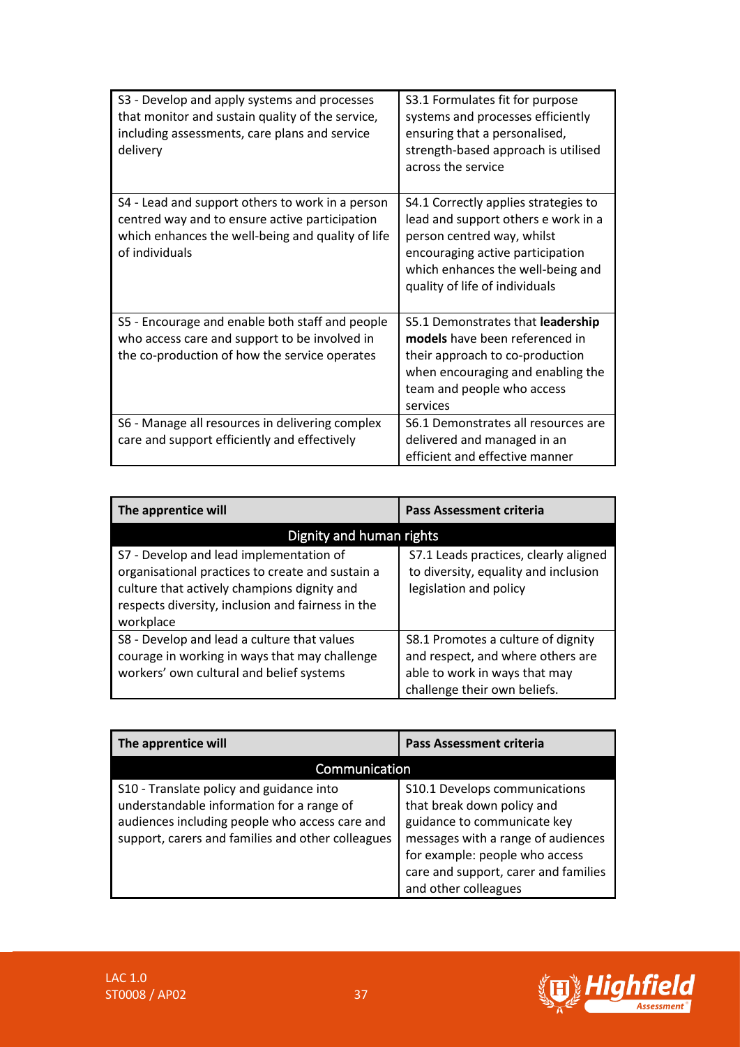| | |
|---|---|
| S3 - Develop and apply systems and processes that monitor and sustain quality of the service, including assessments, care plans and service delivery | S3.1 Formulates fit for purpose systems and processes efficiently ensuring that a personalised, strength-based approach is utilised across the service |
| S4 - Lead and support others to work in a person centred way and to ensure active participation which enhances the well-being and quality of life of individuals | S4.1 Correctly applies strategies to lead and support others e work in a person centred way, whilst encouraging active participation which enhances the well-being and quality of life of individuals |
| S5 - Encourage and enable both staff and people who access care and support to be involved in the co-production of how the service operates | S5.1 Demonstrates that **leadership models** have been referenced in their approach to co-production when encouraging and enabling the team and people who access services |
| S6 - Manage all resources in delivering complex care and support efficiently and effectively | S6.1 Demonstrates all resources are delivered and managed in an efficient and effective manner |

| The apprentice will | Pass Assessment criteria |
|---|---|
| **Dignity and human rights** | |
| S7 - Develop and lead implementation of organisational practices to create and sustain a culture that actively champions dignity and respects diversity, inclusion and fairness in the workplace | S7.1 Leads practices, clearly aligned to diversity, equality and inclusion legislation and policy |
| S8 - Develop and lead a culture that values courage in working in ways that may challenge workers' own cultural and belief systems | S8.1 Promotes a culture of dignity and respect, and where others are able to work in ways that may challenge their own beliefs. |

| The apprentice will | Pass Assessment criteria |
|---|---|
| **Communication** | |
| S10 - Translate policy and guidance into understandable information for a range of audiences including people who access care and support, carers and families and other colleagues | S10.1 Develops communications that break down policy and guidance to communicate key messages with a range of audiences for example: people who access care and support, carer and families and other colleagues |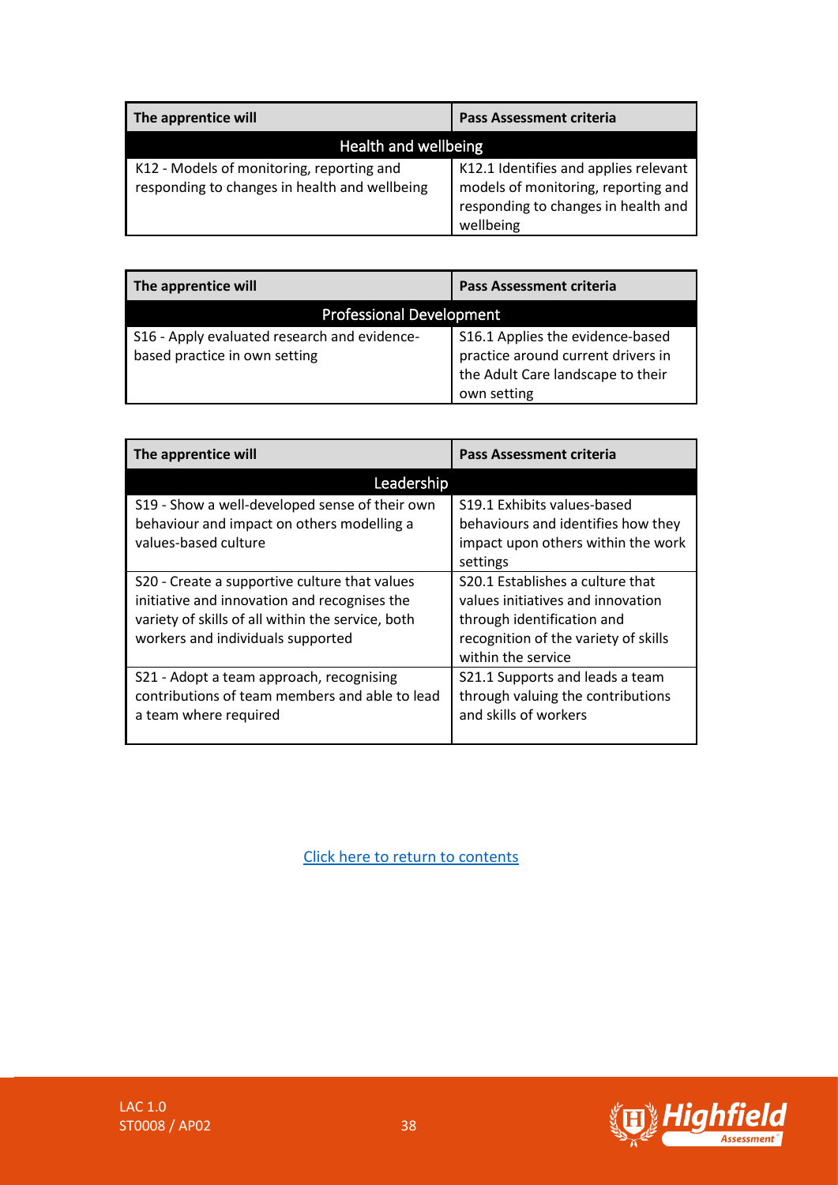| The apprentice will | Pass Assessment criteria |
| --- | --- |
| **Health and wellbeing** | |
| K12 - Models of monitoring, reporting and responding to changes in health and wellbeing | K12.1 Identifies and applies relevant models of monitoring, reporting and responding to changes in health and wellbeing |

| The apprentice will | Pass Assessment criteria |
| --- | --- |
| **Professional Development** | |
| S16 - Apply evaluated research and evidence-based practice in own setting | S16.1 Applies the evidence-based practice around current drivers in the Adult Care landscape to their own setting |

| The apprentice will | Pass Assessment criteria |
| --- | --- |
| **Leadership** | |
| S19 - Show a well-developed sense of their own behaviour and impact on others modelling a values-based culture | S19.1 Exhibits values-based behaviours and identifies how they impact upon others within the work settings |
| S20 - Create a supportive culture that values initiative and innovation and recognises the variety of skills of all within the service, both workers and individuals supported | S20.1 Establishes a culture that values initiatives and innovation through identification and recognition of the variety of skills within the service |
| S21 - Adopt a team approach, recognising contributions of team members and able to lead a team where required | S21.1 Supports and leads a team through valuing the contributions and skills of workers |

Click here to return to contents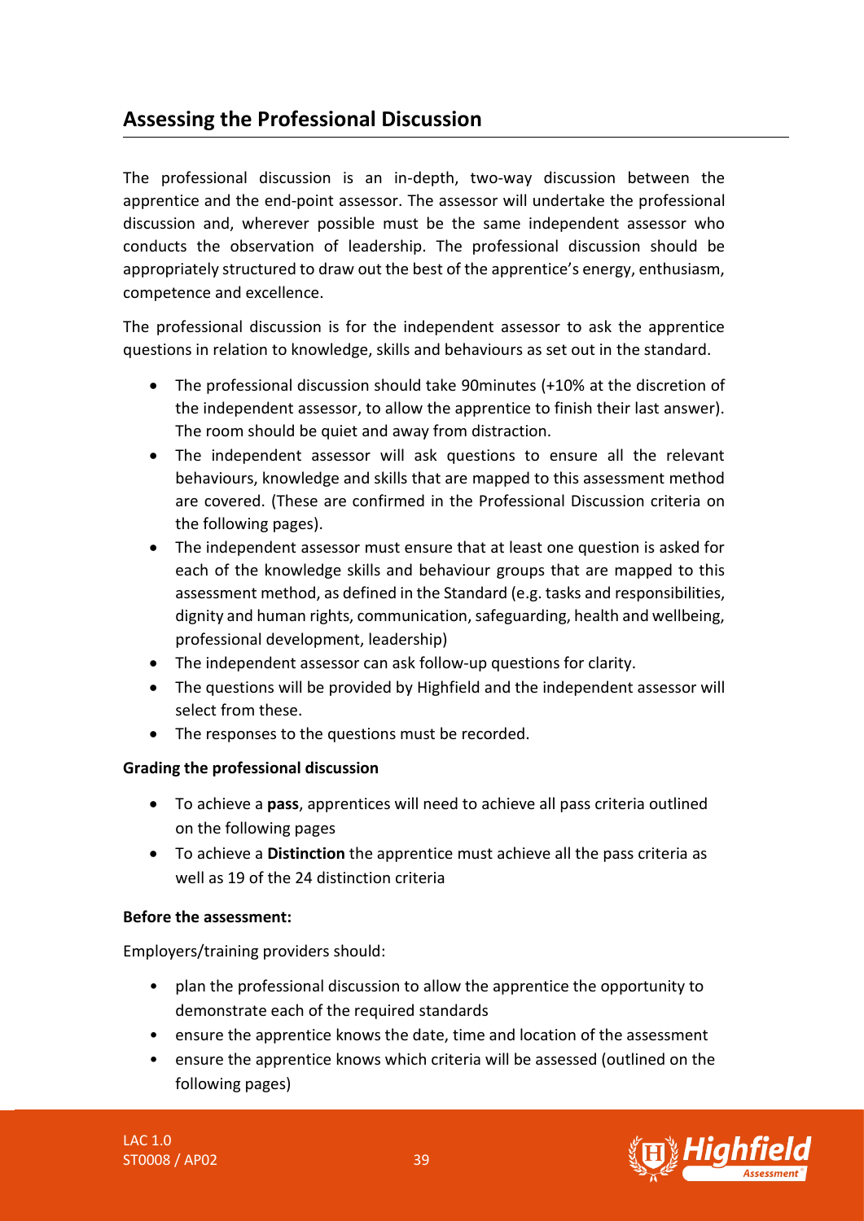## Assessing the Professional Discussion

The professional discussion is an in-depth, two-way discussion between the apprentice and the end-point assessor. The assessor will undertake the professional discussion and, wherever possible must be the same independent assessor who conducts the observation of leadership. The professional discussion should be appropriately structured to draw out the best of the apprentice's energy, enthusiasm, competence and excellence.

The professional discussion is for the independent assessor to ask the apprentice questions in relation to knowledge, skills and behaviours as set out in the standard.

- The professional discussion should take 90minutes (+10% at the discretion of the independent assessor, to allow the apprentice to finish their last answer). The room should be quiet and away from distraction.
- The independent assessor will ask questions to ensure all the relevant behaviours, knowledge and skills that are mapped to this assessment method are covered. (These are confirmed in the Professional Discussion criteria on the following pages).
- The independent assessor must ensure that at least one question is asked for each of the knowledge skills and behaviour groups that are mapped to this assessment method, as defined in the Standard (e.g. tasks and responsibilities, dignity and human rights, communication, safeguarding, health and wellbeing, professional development, leadership)
- The independent assessor can ask follow-up questions for clarity.
- The questions will be provided by Highfield and the independent assessor will select from these.
- The responses to the questions must be recorded.

**Grading the professional discussion**

- To achieve a **pass**, apprentices will need to achieve all pass criteria outlined on the following pages
- To achieve a **Distinction** the apprentice must achieve all the pass criteria as well as 19 of the 24 distinction criteria

**Before the assessment:**

Employers/training providers should:

- plan the professional discussion to allow the apprentice the opportunity to demonstrate each of the required standards
- ensure the apprentice knows the date, time and location of the assessment
- ensure the apprentice knows which criteria will be assessed (outlined on the following pages)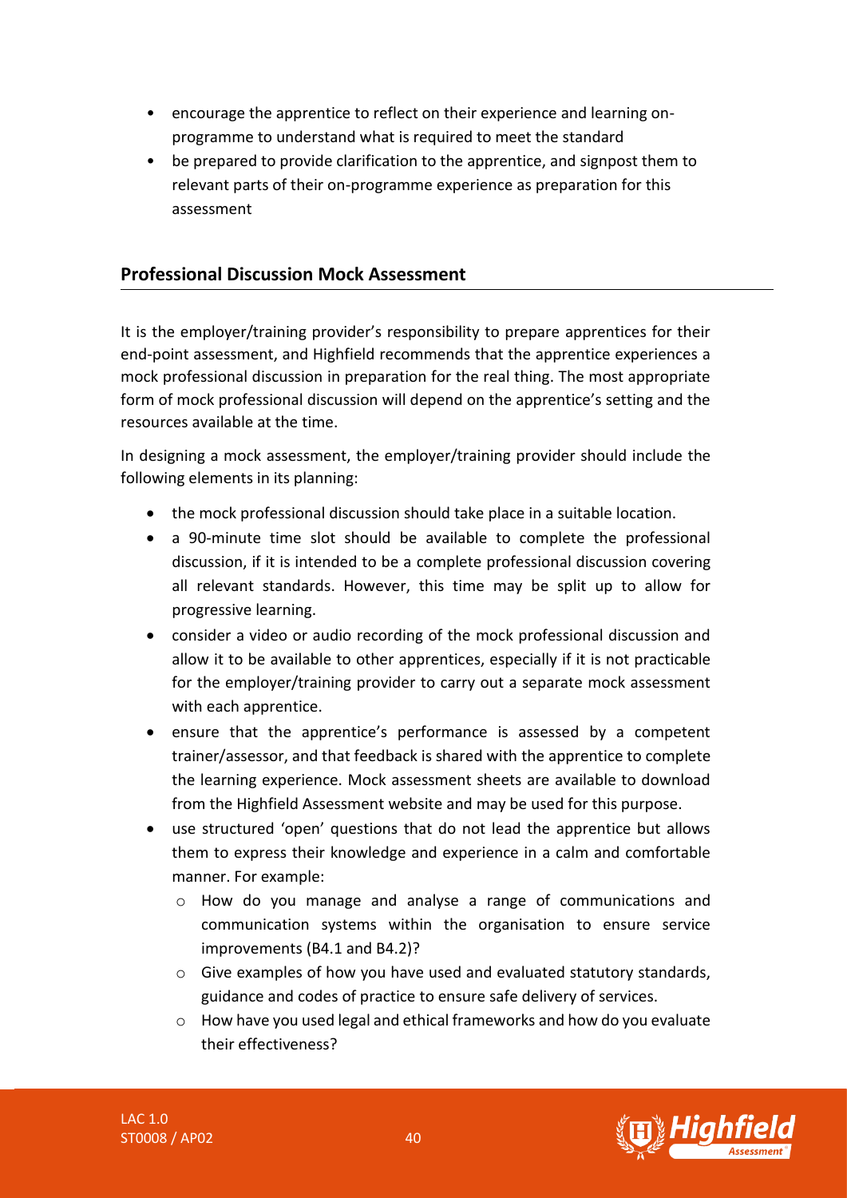- encourage the apprentice to reflect on their experience and learning on-programme to understand what is required to meet the standard
- be prepared to provide clarification to the apprentice, and signpost them to relevant parts of their on-programme experience as preparation for this assessment

## Professional Discussion Mock Assessment

It is the employer/training provider's responsibility to prepare apprentices for their end-point assessment, and Highfield recommends that the apprentice experiences a mock professional discussion in preparation for the real thing. The most appropriate form of mock professional discussion will depend on the apprentice's setting and the resources available at the time.

In designing a mock assessment, the employer/training provider should include the following elements in its planning:

- the mock professional discussion should take place in a suitable location.
- a 90-minute time slot should be available to complete the professional discussion, if it is intended to be a complete professional discussion covering all relevant standards. However, this time may be split up to allow for progressive learning.
- consider a video or audio recording of the mock professional discussion and allow it to be available to other apprentices, especially if it is not practicable for the employer/training provider to carry out a separate mock assessment with each apprentice.
- ensure that the apprentice's performance is assessed by a competent trainer/assessor, and that feedback is shared with the apprentice to complete the learning experience. Mock assessment sheets are available to download from the Highfield Assessment website and may be used for this purpose.
- use structured 'open' questions that do not lead the apprentice but allows them to express their knowledge and experience in a calm and comfortable manner. For example:
  - How do you manage and analyse a range of communications and communication systems within the organisation to ensure service improvements (B4.1 and B4.2)?
  - Give examples of how you have used and evaluated statutory standards, guidance and codes of practice to ensure safe delivery of services.
  - How have you used legal and ethical frameworks and how do you evaluate their effectiveness?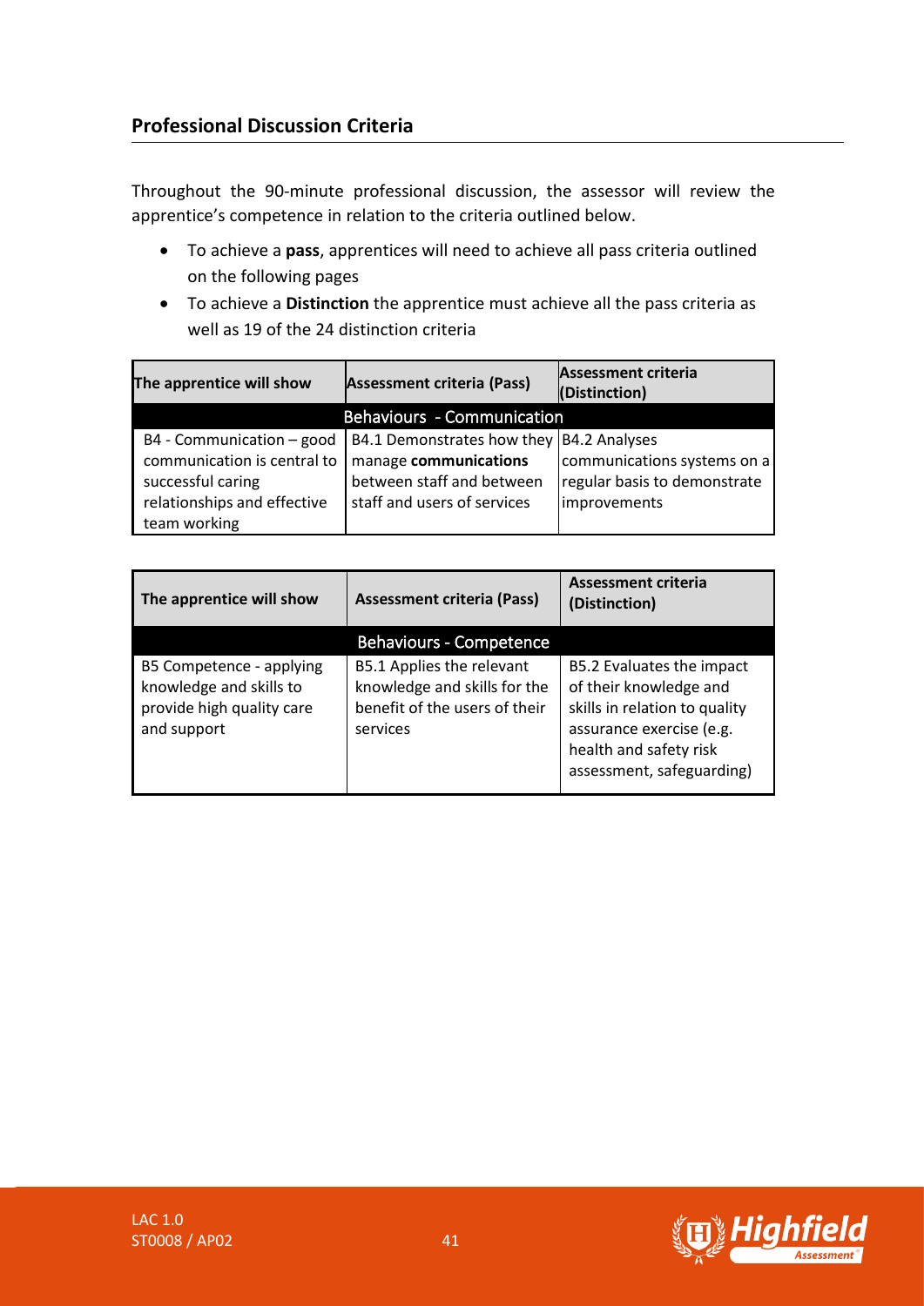## Professional Discussion Criteria

Throughout the 90-minute professional discussion, the assessor will review the apprentice's competence in relation to the criteria outlined below.

- To achieve a **pass**, apprentices will need to achieve all pass criteria outlined on the following pages
- To achieve a **Distinction** the apprentice must achieve all the pass criteria as well as 19 of the 24 distinction criteria

| The apprentice will show | Assessment criteria (Pass) | Assessment criteria (Distinction) |
|---|---|---|
| **Behaviours - Communication** | | |
| B4 - Communication – good communication is central to successful caring relationships and effective team working | B4.1 Demonstrates how they manage **communications** between staff and between staff and users of services | B4.2 Analyses communications systems on a regular basis to demonstrate improvements |

| The apprentice will show | Assessment criteria (Pass) | Assessment criteria (Distinction) |
|---|---|---|
| **Behaviours - Competence** | | |
| B5 Competence - applying knowledge and skills to provide high quality care and support | B5.1 Applies the relevant knowledge and skills for the benefit of the users of their services | B5.2 Evaluates the impact of their knowledge and skills in relation to quality assurance exercise (e.g. health and safety risk assessment, safeguarding) |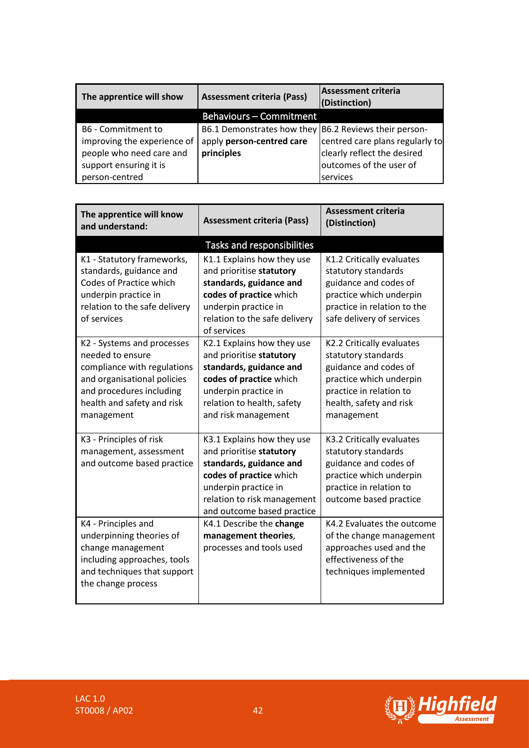| The apprentice will show | Assessment criteria (Pass) | Assessment criteria (Distinction) |
|---|---|---|
| | **Behaviours – Commitment** | |
| B6 - Commitment to improving the experience of people who need care and support ensuring it is person-centred | B6.1 Demonstrates how they apply **person-centred care principles** | B6.2 Reviews their person-centred care plans regularly to clearly reflect the desired outcomes of the user of services |

| The apprentice will know and understand: | Assessment criteria (Pass) | Assessment criteria (Distinction) |
|---|---|---|
| | **Tasks and responsibilities** | |
| K1 - Statutory frameworks, standards, guidance and Codes of Practice which underpin practice in relation to the safe delivery of services | K1.1 Explains how they use and prioritise **statutory standards, guidance and codes of practice** which underpin practice in relation to the safe delivery of services | K1.2 Critically evaluates statutory standards guidance and codes of practice which underpin practice in relation to the safe delivery of services |
| K2 - Systems and processes needed to ensure compliance with regulations and organisational policies and procedures including health and safety and risk management | K2.1 Explains how they use and prioritise **statutory standards, guidance and codes of practice** which underpin practice in relation to health, safety and risk management | K2.2 Critically evaluates statutory standards guidance and codes of practice which underpin practice in relation to health, safety and risk management |
| K3 - Principles of risk management, assessment and outcome based practice | K3.1 Explains how they use and prioritise **statutory standards, guidance and codes of practice** which underpin practice in relation to risk management and outcome based practice | K3.2 Critically evaluates statutory standards guidance and codes of practice which underpin practice in relation to outcome based practice |
| K4 - Principles and underpinning theories of change management including approaches, tools and techniques that support the change process | K4.1 Describe the **change management theories**, processes and tools used | K4.2 Evaluates the outcome of the change management approaches used and the effectiveness of the techniques implemented |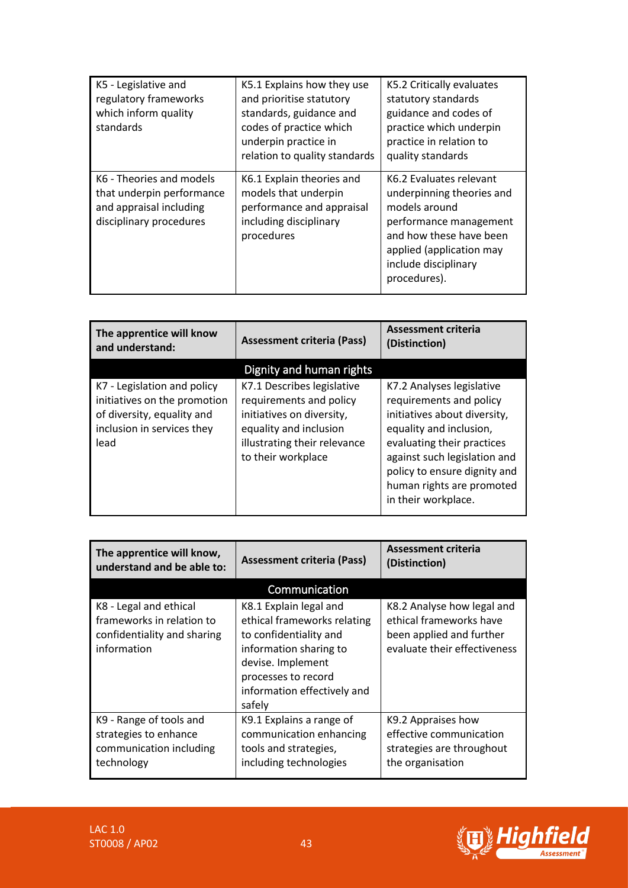| | | |
|---|---|---|
| K5 - Legislative and regulatory frameworks which inform quality standards | K5.1 Explains how they use and prioritise statutory standards, guidance and codes of practice which underpin practice in relation to quality standards | K5.2 Critically evaluates statutory standards guidance and codes of practice which underpin practice in relation to quality standards |
| K6 - Theories and models that underpin performance and appraisal including disciplinary procedures | K6.1 Explain theories and models that underpin performance and appraisal including disciplinary procedures | K6.2 Evaluates relevant underpinning theories and models around performance management and how these have been applied (application may include disciplinary procedures). |

| The apprentice will know and understand: | Assessment criteria (Pass) | Assessment criteria (Distinction) |
|---|---|---|
| | **Dignity and human rights** | |
| K7 - Legislation and policy initiatives on the promotion of diversity, equality and inclusion in services they lead | K7.1 Describes legislative requirements and policy initiatives on diversity, equality and inclusion illustrating their relevance to their workplace | K7.2 Analyses legislative requirements and policy initiatives about diversity, equality and inclusion, evaluating their practices against such legislation and policy to ensure dignity and human rights are promoted in their workplace. |

| The apprentice will know, understand and be able to: | Assessment criteria (Pass) | Assessment criteria (Distinction) |
|---|---|---|
| | **Communication** | |
| K8 - Legal and ethical frameworks in relation to confidentiality and sharing information | K8.1 Explain legal and ethical frameworks relating to confidentiality and information sharing to devise. Implement processes to record information effectively and safely | K8.2 Analyse how legal and ethical frameworks have been applied and further evaluate their effectiveness |
| K9 - Range of tools and strategies to enhance communication including technology | K9.1 Explains a range of communication enhancing tools and strategies, including technologies | K9.2 Appraises how effective communication strategies are throughout the organisation |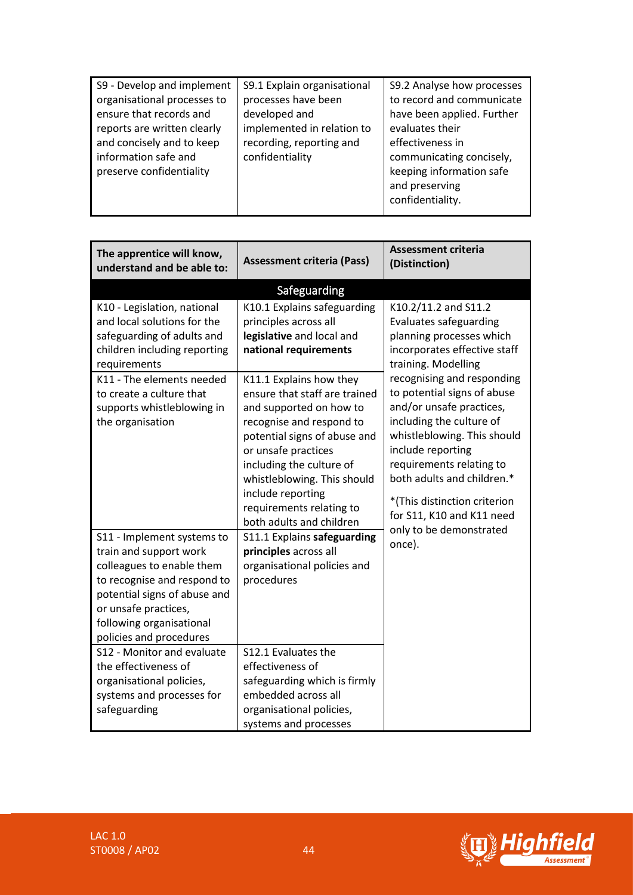| | | |
|---|---|---|
| S9 - Develop and implement organisational processes to ensure that records and reports are written clearly and concisely and to keep information safe and preserve confidentiality | S9.1 Explain organisational processes have been developed and implemented in relation to recording, reporting and confidentiality | S9.2 Analyse how processes to record and communicate have been applied. Further evaluates their effectiveness in communicating concisely, keeping information safe and preserving confidentiality. |

| The apprentice will know, understand and be able to: | Assessment criteria (Pass) | Assessment criteria (Distinction) |
|---|---|---|
| **Safeguarding** | | |
| K10 - Legislation, national and local solutions for the safeguarding of adults and children including reporting requirements | K10.1 Explains safeguarding principles across all **legislative** and local and **national requirements** | K10.2/11.2 and S11.2 Evaluates safeguarding planning processes which incorporates effective staff training. Modelling recognising and responding to potential signs of abuse and/or unsafe practices, including the culture of whistleblowing. This should include reporting requirements relating to both adults and children.* *(This distinction criterion for S11, K10 and K11 need only to be demonstrated once). |
| K11 - The elements needed to create a culture that supports whistleblowing in the organisation | K11.1 Explains how they ensure that staff are trained and supported on how to recognise and respond to potential signs of abuse or unsafe practices including the culture of whistleblowing. This should include reporting requirements relating to both adults and children | |
| S11 - Implement systems to train and support work colleagues to enable them to recognise and respond to potential signs of abuse and or unsafe practices, following organisational policies and procedures | S11.1 Explains **safeguarding principles** across all organisational policies and procedures | |
| S12 - Monitor and evaluate the effectiveness of organisational policies, systems and processes for safeguarding | S12.1 Evaluates the effectiveness of safeguarding which is firmly embedded across all organisational policies, systems and processes | |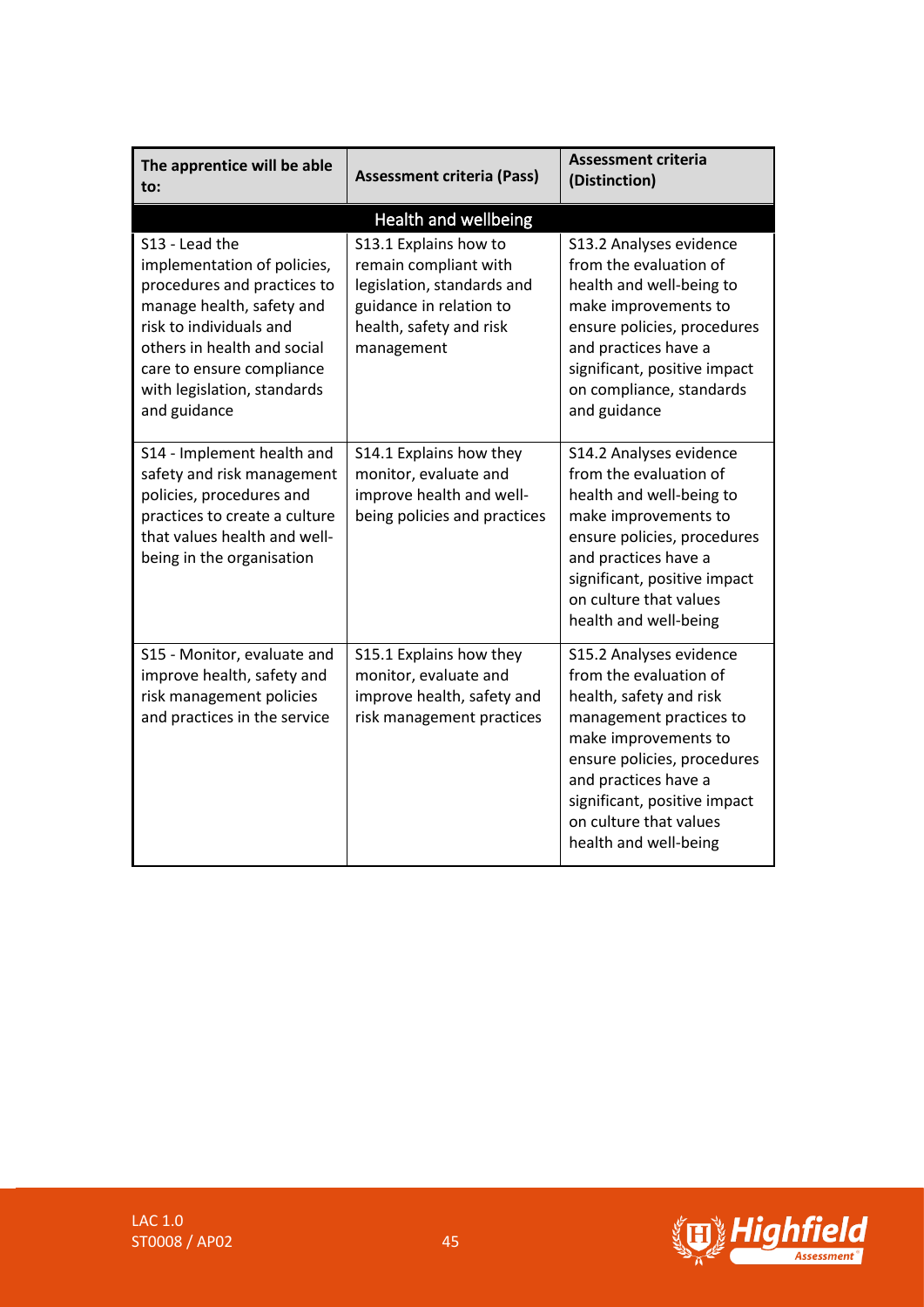| The apprentice will be able to: | Assessment criteria (Pass) | Assessment criteria (Distinction) |
|---|---|---|
| **Health and wellbeing** | | |
| S13 - Lead the implementation of policies, procedures and practices to manage health, safety and risk to individuals and others in health and social care to ensure compliance with legislation, standards and guidance | S13.1 Explains how to remain compliant with legislation, standards and guidance in relation to health, safety and risk management | S13.2 Analyses evidence from the evaluation of health and well-being to make improvements to ensure policies, procedures and practices have a significant, positive impact on compliance, standards and guidance |
| S14 - Implement health and safety and risk management policies, procedures and practices to create a culture that values health and well-being in the organisation | S14.1 Explains how they monitor, evaluate and improve health and well-being policies and practices | S14.2 Analyses evidence from the evaluation of health and well-being to make improvements to ensure policies, procedures and practices have a significant, positive impact on culture that values health and well-being |
| S15 - Monitor, evaluate and improve health, safety and risk management policies and practices in the service | S15.1 Explains how they monitor, evaluate and improve health, safety and risk management practices | S15.2 Analyses evidence from the evaluation of health, safety and risk management practices to make improvements to ensure policies, procedures and practices have a significant, positive impact on culture that values health and well-being |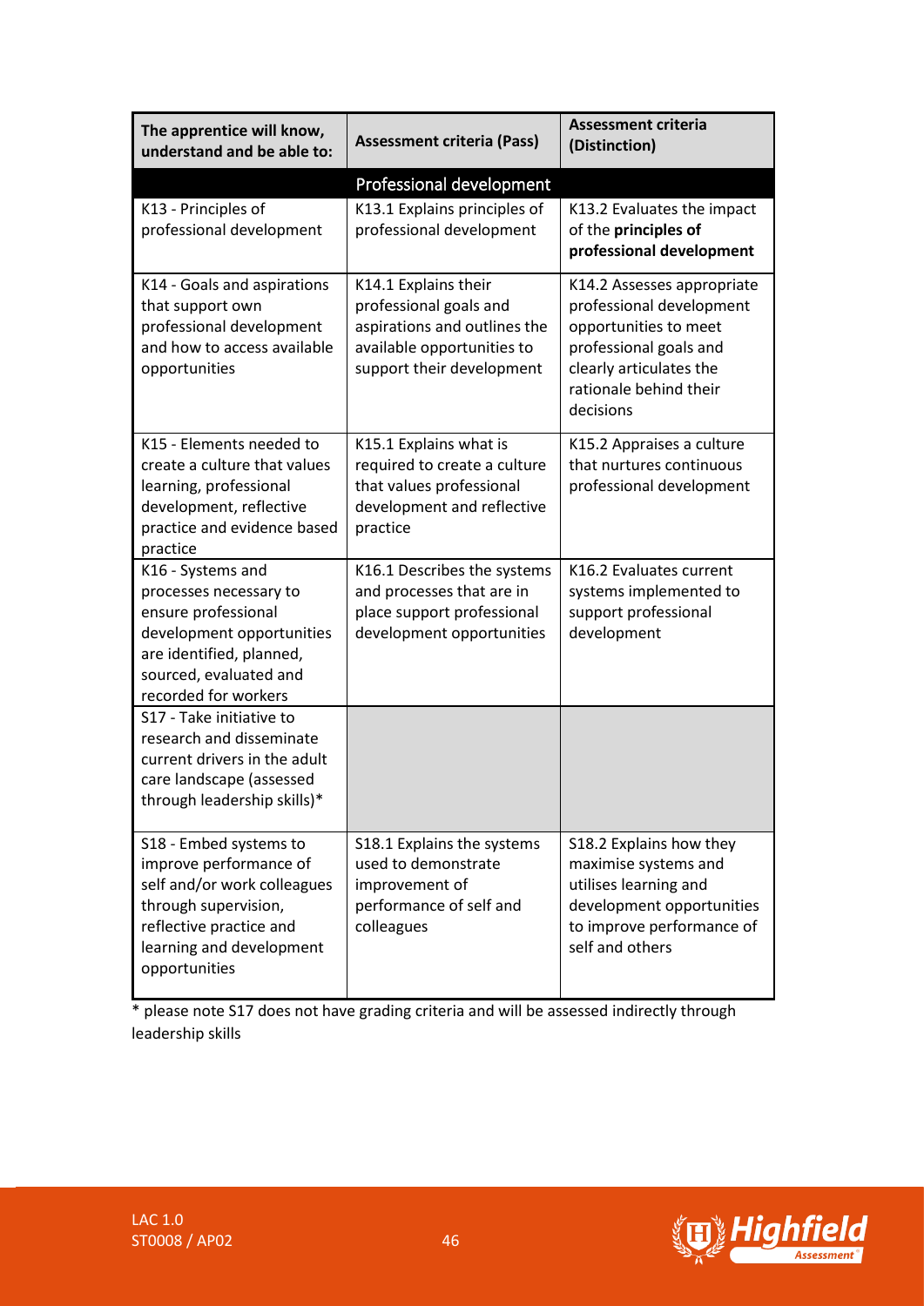| The apprentice will know, understand and be able to: | Assessment criteria (Pass) | Assessment criteria (Distinction) |
|---|---|---|
| **Professional development** | | |
| K13 - Principles of professional development | K13.1 Explains principles of professional development | K13.2 Evaluates the impact of the **principles of professional development** |
| K14 - Goals and aspirations that support own professional development and how to access available opportunities | K14.1 Explains their professional goals and aspirations and outlines the available opportunities to support their development | K14.2 Assesses appropriate professional development opportunities to meet professional goals and clearly articulates the rationale behind their decisions |
| K15 - Elements needed to create a culture that values learning, professional development, reflective practice and evidence based practice | K15.1 Explains what is required to create a culture that values professional development and reflective practice | K15.2 Appraises a culture that nurtures continuous professional development |
| K16 - Systems and processes necessary to ensure professional development opportunities are identified, planned, sourced, evaluated and recorded for workers | K16.1 Describes the systems and processes that are in place support professional development opportunities | K16.2 Evaluates current systems implemented to support professional development |
| S17 - Take initiative to research and disseminate current drivers in the adult care landscape (assessed through leadership skills)* | | |
| S18 - Embed systems to improve performance of self and/or work colleagues through supervision, reflective practice and learning and development opportunities | S18.1 Explains the systems used to demonstrate improvement of performance of self and colleagues | S18.2 Explains how they maximise systems and utilises learning and development opportunities to improve performance of self and others |

* please note S17 does not have grading criteria and will be assessed indirectly through leadership skills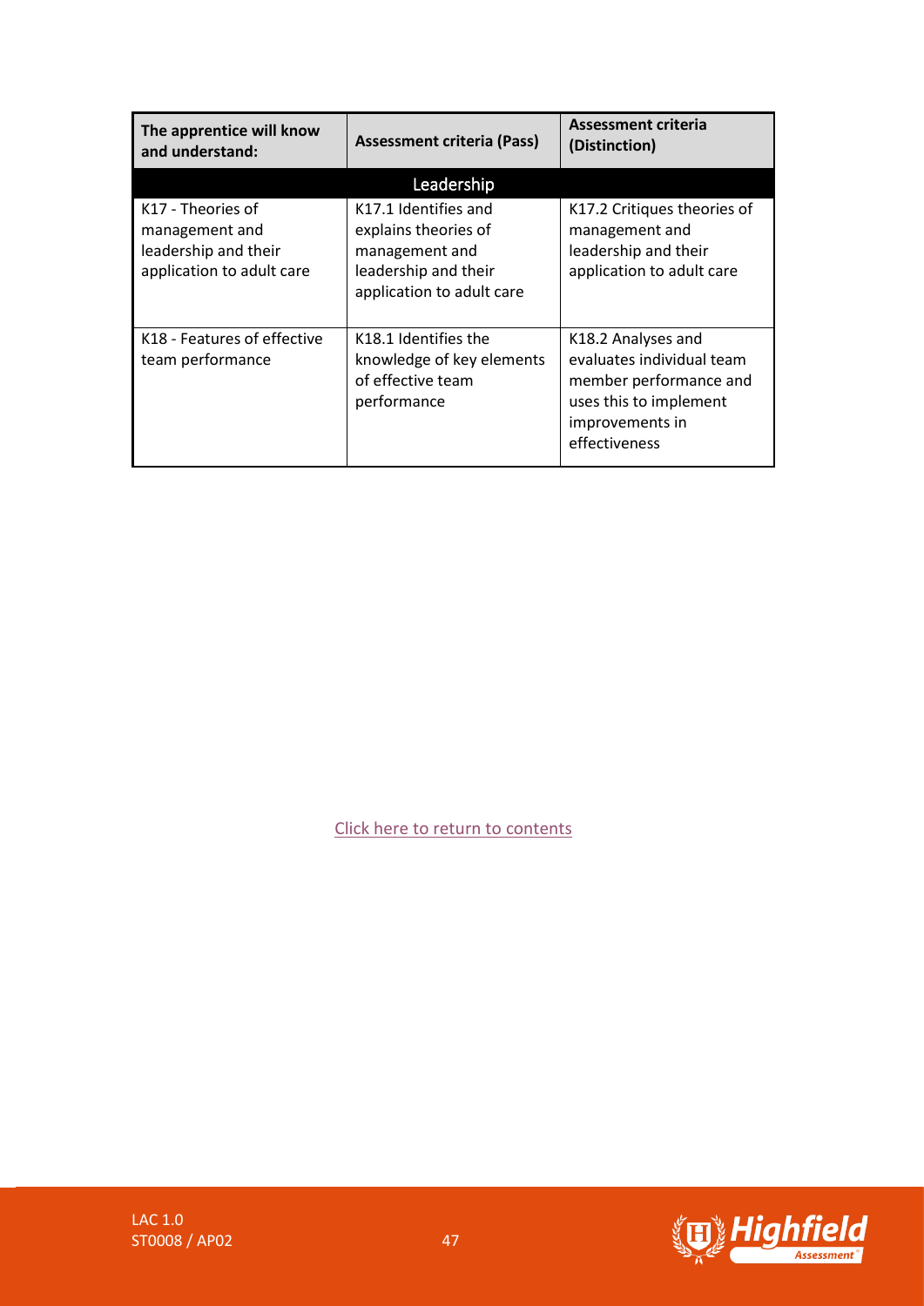| The apprentice will know and understand: | Assessment criteria (Pass) | Assessment criteria (Distinction) |
|---|---|---|
| Leadership | | |
| K17 - Theories of management and leadership and their application to adult care | K17.1 Identifies and explains theories of management and leadership and their application to adult care | K17.2 Critiques theories of management and leadership and their application to adult care |
| K18 - Features of effective team performance | K18.1 Identifies the knowledge of key elements of effective team performance | K18.2 Analyses and evaluates individual team member performance and uses this to implement improvements in effectiveness |

Click here to return to contents